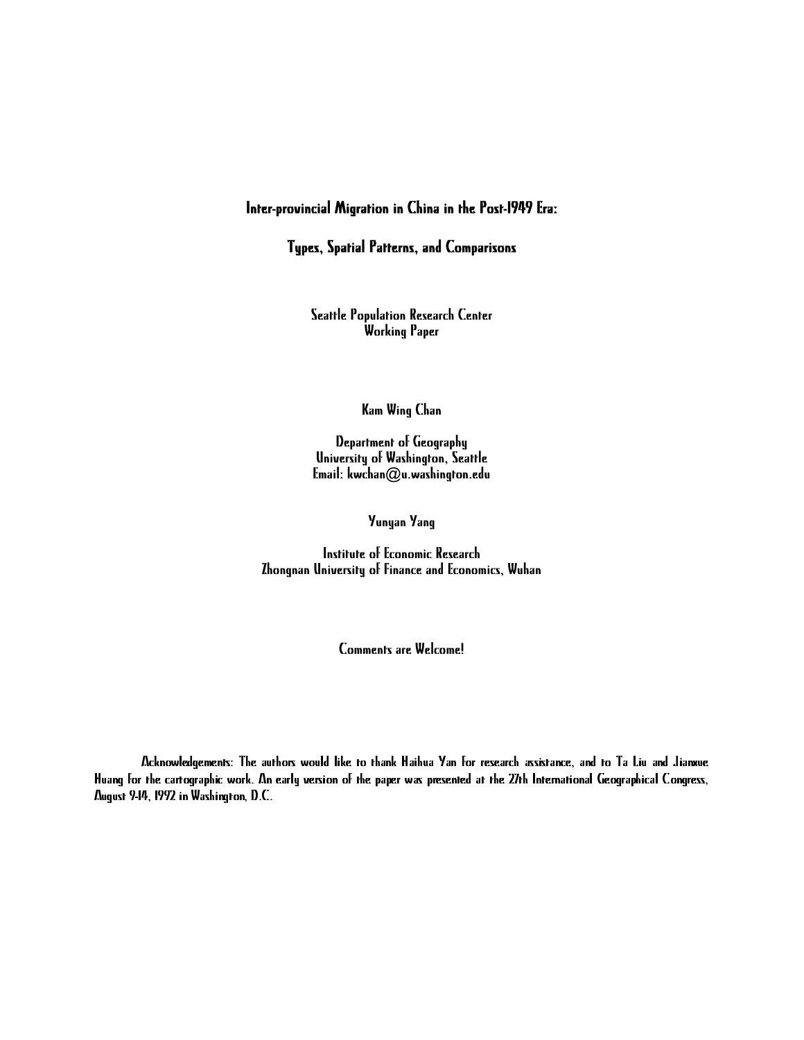# Inter-provincial Migration in China in the Post-1949 Era:

## Types, Spatial Patterns, and Comparisons

Seattle Population Research Center
Working Paper

Kam Wing Chan

Department of Geography
University of Washington, Seattle
Email: kwchan@u.washington.edu

Yunyan Yang

Institute of Economic Research
Zhongnan University of Finance and Economics, Wuhan

Comments are Welcome!

Acknowledgements: The authors would like to thank Haihua Yan for research assistance, and to Ta Liu and Jianxue Huang for the cartographic work. An early version of the paper was presented at the 27th International Geographical Congress, August 9-14, 1992 in Washington, D.C.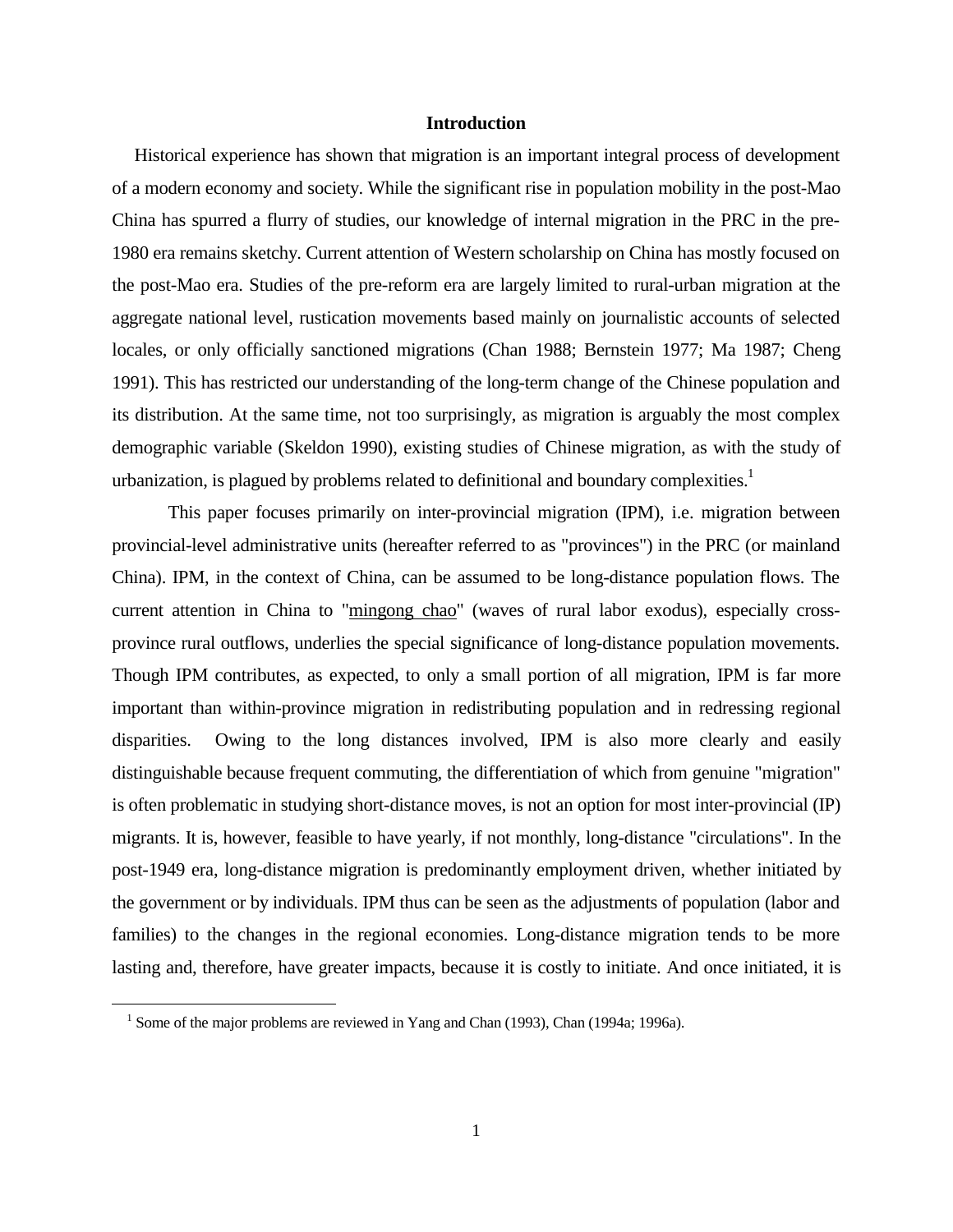## Introduction

Historical experience has shown that migration is an important integral process of development of a modern economy and society. While the significant rise in population mobility in the post-Mao China has spurred a flurry of studies, our knowledge of internal migration in the PRC in the pre-1980 era remains sketchy. Current attention of Western scholarship on China has mostly focused on the post-Mao era. Studies of the pre-reform era are largely limited to rural-urban migration at the aggregate national level, rustication movements based mainly on journalistic accounts of selected locales, or only officially sanctioned migrations (Chan 1988; Bernstein 1977; Ma 1987; Cheng 1991). This has restricted our understanding of the long-term change of the Chinese population and its distribution. At the same time, not too surprisingly, as migration is arguably the most complex demographic variable (Skeldon 1990), existing studies of Chinese migration, as with the study of urbanization, is plagued by problems related to definitional and boundary complexities.[1]

This paper focuses primarily on inter-provincial migration (IPM), i.e. migration between provincial-level administrative units (hereafter referred to as "provinces") in the PRC (or mainland China). IPM, in the context of China, can be assumed to be long-distance population flows. The current attention in China to "mingong chao" (waves of rural labor exodus), especially cross-province rural outflows, underlies the special significance of long-distance population movements. Though IPM contributes, as expected, to only a small portion of all migration, IPM is far more important than within-province migration in redistributing population and in redressing regional disparities. Owing to the long distances involved, IPM is also more clearly and easily distinguishable because frequent commuting, the differentiation of which from genuine "migration" is often problematic in studying short-distance moves, is not an option for most inter-provincial (IP) migrants. It is, however, feasible to have yearly, if not monthly, long-distance "circulations". In the post-1949 era, long-distance migration is predominantly employment driven, whether initiated by the government or by individuals. IPM thus can be seen as the adjustments of population (labor and families) to the changes in the regional economies. Long-distance migration tends to be more lasting and, therefore, have greater impacts, because it is costly to initiate. And once initiated, it is

[1] Some of the major problems are reviewed in Yang and Chan (1993), Chan (1994a; 1996a).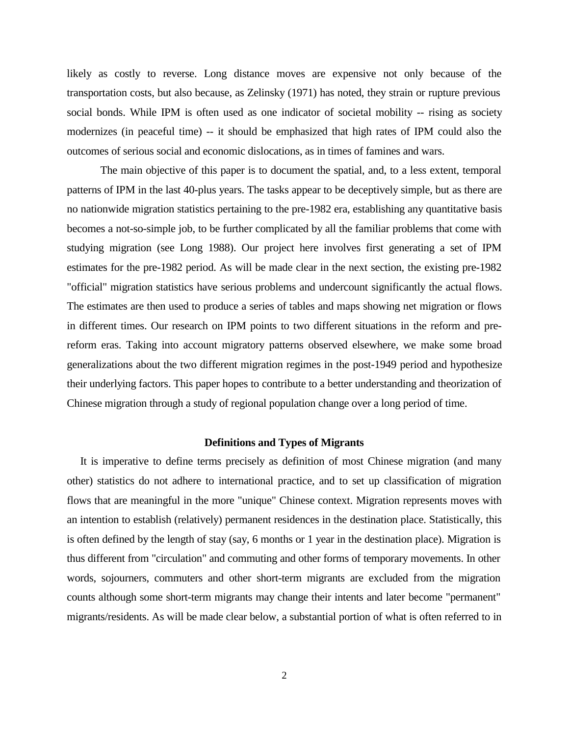likely as costly to reverse. Long distance moves are expensive not only because of the transportation costs, but also because, as Zelinsky (1971) has noted, they strain or rupture previous social bonds. While IPM is often used as one indicator of societal mobility -- rising as society modernizes (in peaceful time) -- it should be emphasized that high rates of IPM could also the outcomes of serious social and economic dislocations, as in times of famines and wars.

The main objective of this paper is to document the spatial, and, to a less extent, temporal patterns of IPM in the last 40-plus years. The tasks appear to be deceptively simple, but as there are no nationwide migration statistics pertaining to the pre-1982 era, establishing any quantitative basis becomes a not-so-simple job, to be further complicated by all the familiar problems that come with studying migration (see Long 1988). Our project here involves first generating a set of IPM estimates for the pre-1982 period. As will be made clear in the next section, the existing pre-1982 "official" migration statistics have serious problems and undercount significantly the actual flows. The estimates are then used to produce a series of tables and maps showing net migration or flows in different times. Our research on IPM points to two different situations in the reform and pre-reform eras. Taking into account migratory patterns observed elsewhere, we make some broad generalizations about the two different migration regimes in the post-1949 period and hypothesize their underlying factors. This paper hopes to contribute to a better understanding and theorization of Chinese migration through a study of regional population change over a long period of time.

## Definitions and Types of Migrants

It is imperative to define terms precisely as definition of most Chinese migration (and many other) statistics do not adhere to international practice, and to set up classification of migration flows that are meaningful in the more "unique" Chinese context. Migration represents moves with an intention to establish (relatively) permanent residences in the destination place. Statistically, this is often defined by the length of stay (say, 6 months or 1 year in the destination place). Migration is thus different from "circulation" and commuting and other forms of temporary movements. In other words, sojourners, commuters and other short-term migrants are excluded from the migration counts although some short-term migrants may change their intents and later become "permanent" migrants/residents. As will be made clear below, a substantial portion of what is often referred to in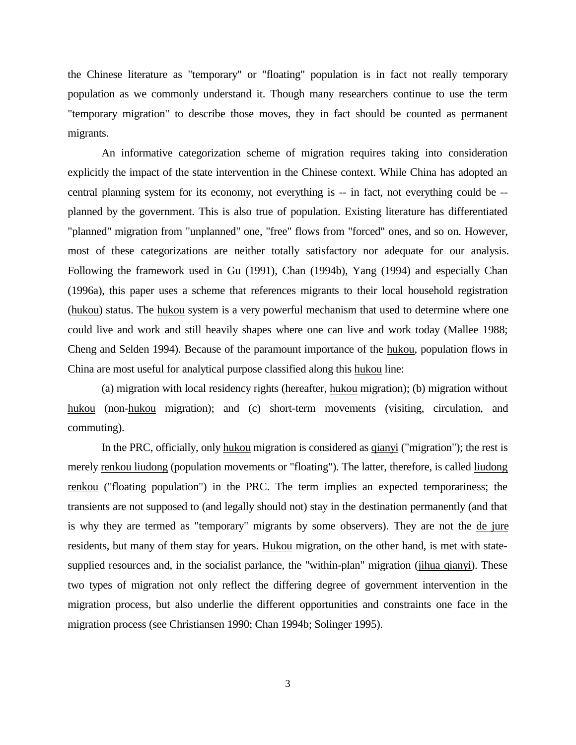the Chinese literature as "temporary" or "floating" population is in fact not really temporary population as we commonly understand it. Though many researchers continue to use the term "temporary migration" to describe those moves, they in fact should be counted as permanent migrants.

An informative categorization scheme of migration requires taking into consideration explicitly the impact of the state intervention in the Chinese context. While China has adopted an central planning system for its economy, not everything is -- in fact, not everything could be -- planned by the government. This is also true of population. Existing literature has differentiated "planned" migration from "unplanned" one, "free" flows from "forced" ones, and so on. However, most of these categorizations are neither totally satisfactory nor adequate for our analysis. Following the framework used in Gu (1991), Chan (1994b), Yang (1994) and especially Chan (1996a), this paper uses a scheme that references migrants to their local household registration (hukou) status. The hukou system is a very powerful mechanism that used to determine where one could live and work and still heavily shapes where one can live and work today (Mallee 1988; Cheng and Selden 1994). Because of the paramount importance of the hukou, population flows in China are most useful for analytical purpose classified along this hukou line:

(a) migration with local residency rights (hereafter, hukou migration); (b) migration without hukou (non-hukou migration); and (c) short-term movements (visiting, circulation, and commuting).

In the PRC, officially, only hukou migration is considered as qianyi ("migration"); the rest is merely renkou liudong (population movements or "floating"). The latter, therefore, is called liudong renkou ("floating population") in the PRC. The term implies an expected temporariness; the transients are not supposed to (and legally should not) stay in the destination permanently (and that is why they are termed as "temporary" migrants by some observers). They are not the de jure residents, but many of them stay for years. Hukou migration, on the other hand, is met with state-supplied resources and, in the socialist parlance, the "within-plan" migration (jihua qianyi). These two types of migration not only reflect the differing degree of government intervention in the migration process, but also underlie the different opportunities and constraints one face in the migration process (see Christiansen 1990; Chan 1994b; Solinger 1995).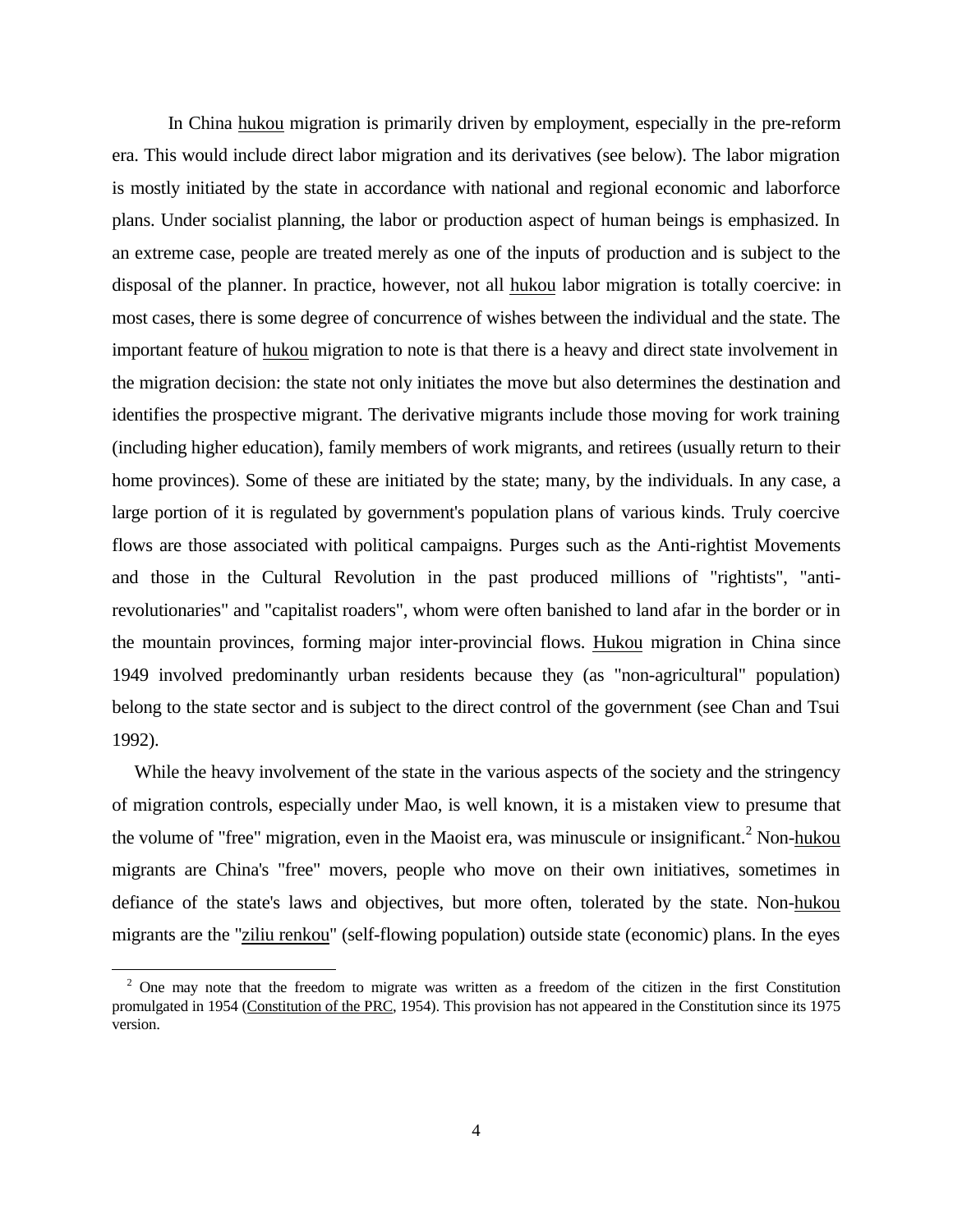In China hukou migration is primarily driven by employment, especially in the pre-reform era. This would include direct labor migration and its derivatives (see below). The labor migration is mostly initiated by the state in accordance with national and regional economic and laborforce plans. Under socialist planning, the labor or production aspect of human beings is emphasized. In an extreme case, people are treated merely as one of the inputs of production and is subject to the disposal of the planner. In practice, however, not all hukou labor migration is totally coercive: in most cases, there is some degree of concurrence of wishes between the individual and the state. The important feature of hukou migration to note is that there is a heavy and direct state involvement in the migration decision: the state not only initiates the move but also determines the destination and identifies the prospective migrant. The derivative migrants include those moving for work training (including higher education), family members of work migrants, and retirees (usually return to their home provinces). Some of these are initiated by the state; many, by the individuals. In any case, a large portion of it is regulated by government's population plans of various kinds. Truly coercive flows are those associated with political campaigns. Purges such as the Anti-rightist Movements and those in the Cultural Revolution in the past produced millions of "rightists", "anti-revolutionaries" and "capitalist roaders", whom were often banished to land afar in the border or in the mountain provinces, forming major inter-provincial flows. Hukou migration in China since 1949 involved predominantly urban residents because they (as "non-agricultural" population) belong to the state sector and is subject to the direct control of the government (see Chan and Tsui 1992).

While the heavy involvement of the state in the various aspects of the society and the stringency of migration controls, especially under Mao, is well known, it is a mistaken view to presume that the volume of "free" migration, even in the Maoist era, was minuscule or insignificant.[2] Non-hukou migrants are China's "free" movers, people who move on their own initiatives, sometimes in defiance of the state's laws and objectives, but more often, tolerated by the state. Non-hukou migrants are the "ziliu renkou" (self-flowing population) outside state (economic) plans. In the eyes

[2] One may note that the freedom to migrate was written as a freedom of the citizen in the first Constitution promulgated in 1954 (Constitution of the PRC, 1954). This provision has not appeared in the Constitution since its 1975 version.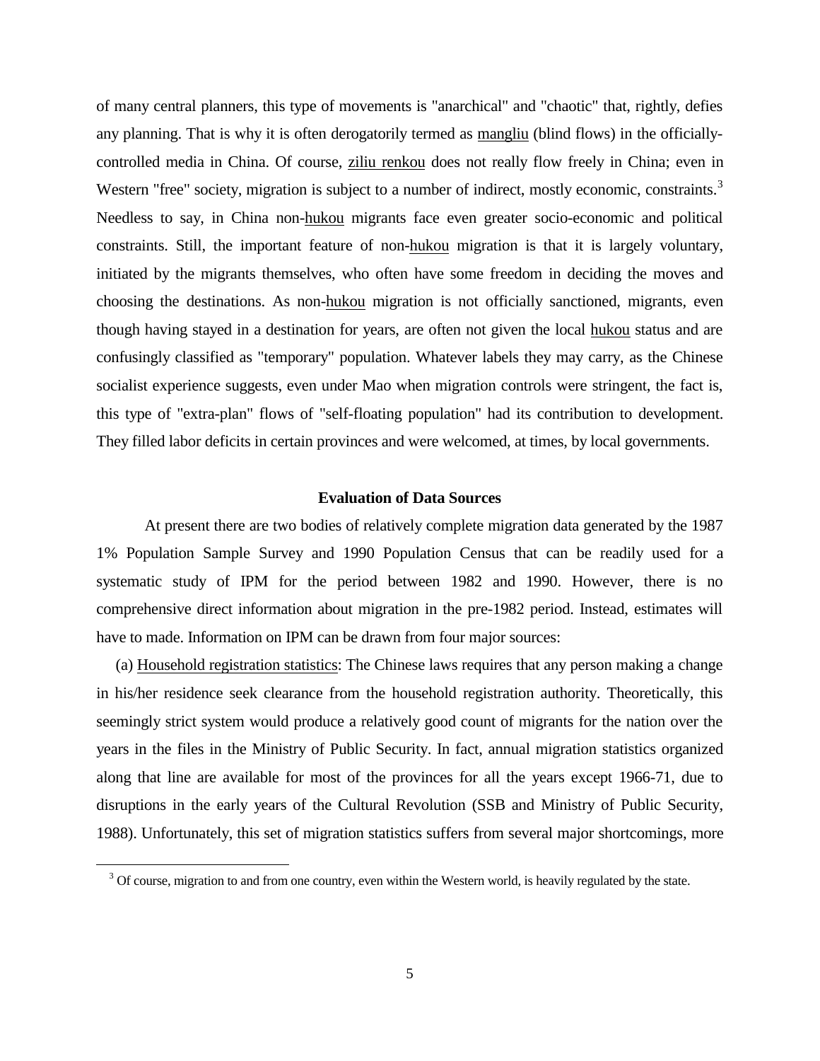of many central planners, this type of movements is "anarchical" and "chaotic" that, rightly, defies any planning. That is why it is often derogatorily termed as mangliu (blind flows) in the officially-controlled media in China. Of course, ziliu renkou does not really flow freely in China; even in Western "free" society, migration is subject to a number of indirect, mostly economic, constraints.[3] Needless to say, in China non-hukou migrants face even greater socio-economic and political constraints. Still, the important feature of non-hukou migration is that it is largely voluntary, initiated by the migrants themselves, who often have some freedom in deciding the moves and choosing the destinations. As non-hukou migration is not officially sanctioned, migrants, even though having stayed in a destination for years, are often not given the local hukou status and are confusingly classified as "temporary" population. Whatever labels they may carry, as the Chinese socialist experience suggests, even under Mao when migration controls were stringent, the fact is, this type of "extra-plan" flows of "self-floating population" had its contribution to development. They filled labor deficits in certain provinces and were welcomed, at times, by local governments.

## Evaluation of Data Sources

At present there are two bodies of relatively complete migration data generated by the 1987 1% Population Sample Survey and 1990 Population Census that can be readily used for a systematic study of IPM for the period between 1982 and 1990. However, there is no comprehensive direct information about migration in the pre-1982 period. Instead, estimates will have to made. Information on IPM can be drawn from four major sources:

(a) Household registration statistics: The Chinese laws requires that any person making a change in his/her residence seek clearance from the household registration authority. Theoretically, this seemingly strict system would produce a relatively good count of migrants for the nation over the years in the files in the Ministry of Public Security. In fact, annual migration statistics organized along that line are available for most of the provinces for all the years except 1966-71, due to disruptions in the early years of the Cultural Revolution (SSB and Ministry of Public Security, 1988). Unfortunately, this set of migration statistics suffers from several major shortcomings, more

[3] Of course, migration to and from one country, even within the Western world, is heavily regulated by the state.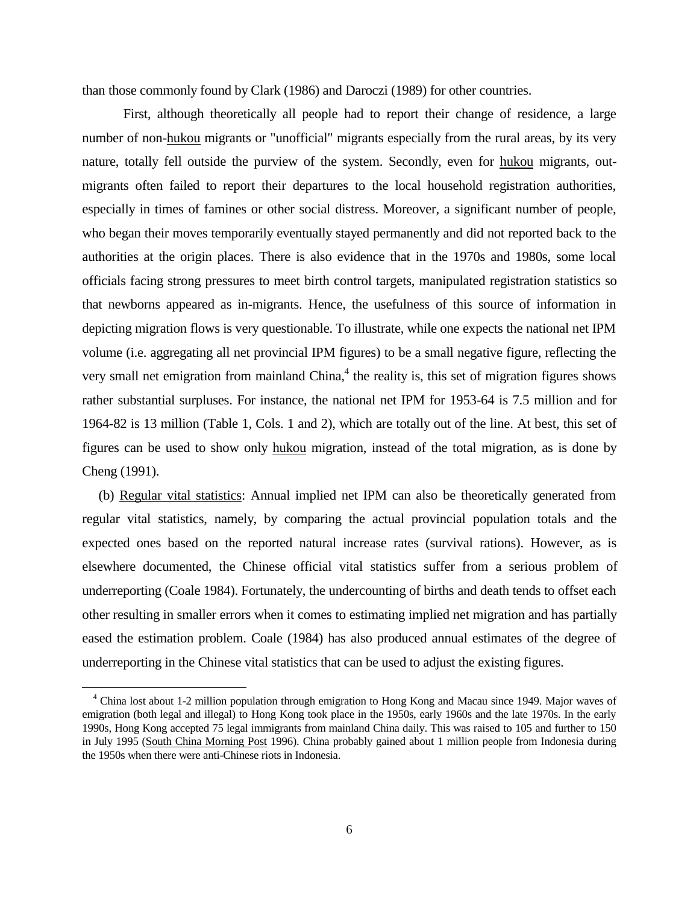than those commonly found by Clark (1986) and Daroczi (1989) for other countries.

First, although theoretically all people had to report their change of residence, a large number of non-hukou migrants or "unofficial" migrants especially from the rural areas, by its very nature, totally fell outside the purview of the system. Secondly, even for hukou migrants, out-migrants often failed to report their departures to the local household registration authorities, especially in times of famines or other social distress. Moreover, a significant number of people, who began their moves temporarily eventually stayed permanently and did not reported back to the authorities at the origin places. There is also evidence that in the 1970s and 1980s, some local officials facing strong pressures to meet birth control targets, manipulated registration statistics so that newborns appeared as in-migrants. Hence, the usefulness of this source of information in depicting migration flows is very questionable. To illustrate, while one expects the national net IPM volume (i.e. aggregating all net provincial IPM figures) to be a small negative figure, reflecting the very small net emigration from mainland China,[4] the reality is, this set of migration figures shows rather substantial surpluses. For instance, the national net IPM for 1953-64 is 7.5 million and for 1964-82 is 13 million (Table 1, Cols. 1 and 2), which are totally out of the line. At best, this set of figures can be used to show only hukou migration, instead of the total migration, as is done by Cheng (1991).

(b) Regular vital statistics: Annual implied net IPM can also be theoretically generated from regular vital statistics, namely, by comparing the actual provincial population totals and the expected ones based on the reported natural increase rates (survival rations). However, as is elsewhere documented, the Chinese official vital statistics suffer from a serious problem of underreporting (Coale 1984). Fortunately, the undercounting of births and death tends to offset each other resulting in smaller errors when it comes to estimating implied net migration and has partially eased the estimation problem. Coale (1984) has also produced annual estimates of the degree of underreporting in the Chinese vital statistics that can be used to adjust the existing figures.

---

[4] China lost about 1-2 million population through emigration to Hong Kong and Macau since 1949. Major waves of emigration (both legal and illegal) to Hong Kong took place in the 1950s, early 1960s and the late 1970s. In the early 1990s, Hong Kong accepted 75 legal immigrants from mainland China daily. This was raised to 105 and further to 150 in July 1995 (South China Morning Post 1996). China probably gained about 1 million people from Indonesia during the 1950s when there were anti-Chinese riots in Indonesia.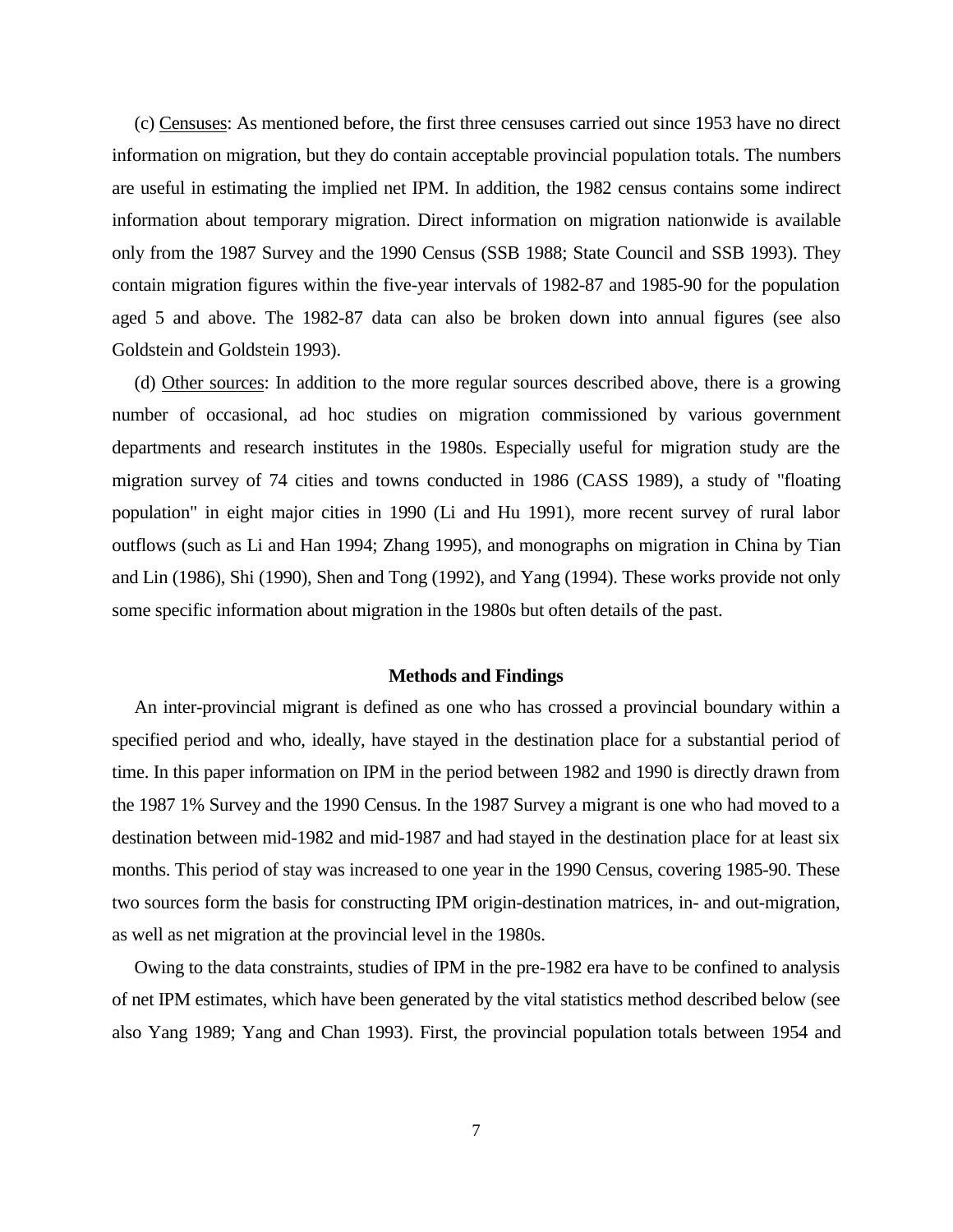(c) Censuses: As mentioned before, the first three censuses carried out since 1953 have no direct information on migration, but they do contain acceptable provincial population totals. The numbers are useful in estimating the implied net IPM. In addition, the 1982 census contains some indirect information about temporary migration. Direct information on migration nationwide is available only from the 1987 Survey and the 1990 Census (SSB 1988; State Council and SSB 1993). They contain migration figures within the five-year intervals of 1982-87 and 1985-90 for the population aged 5 and above. The 1982-87 data can also be broken down into annual figures (see also Goldstein and Goldstein 1993).

(d) Other sources: In addition to the more regular sources described above, there is a growing number of occasional, ad hoc studies on migration commissioned by various government departments and research institutes in the 1980s. Especially useful for migration study are the migration survey of 74 cities and towns conducted in 1986 (CASS 1989), a study of "floating population" in eight major cities in 1990 (Li and Hu 1991), more recent survey of rural labor outflows (such as Li and Han 1994; Zhang 1995), and monographs on migration in China by Tian and Lin (1986), Shi (1990), Shen and Tong (1992), and Yang (1994). These works provide not only some specific information about migration in the 1980s but often details of the past.

## Methods and Findings

An inter-provincial migrant is defined as one who has crossed a provincial boundary within a specified period and who, ideally, have stayed in the destination place for a substantial period of time. In this paper information on IPM in the period between 1982 and 1990 is directly drawn from the 1987 1% Survey and the 1990 Census. In the 1987 Survey a migrant is one who had moved to a destination between mid-1982 and mid-1987 and had stayed in the destination place for at least six months. This period of stay was increased to one year in the 1990 Census, covering 1985-90. These two sources form the basis for constructing IPM origin-destination matrices, in- and out-migration, as well as net migration at the provincial level in the 1980s.

Owing to the data constraints, studies of IPM in the pre-1982 era have to be confined to analysis of net IPM estimates, which have been generated by the vital statistics method described below (see also Yang 1989; Yang and Chan 1993). First, the provincial population totals between 1954 and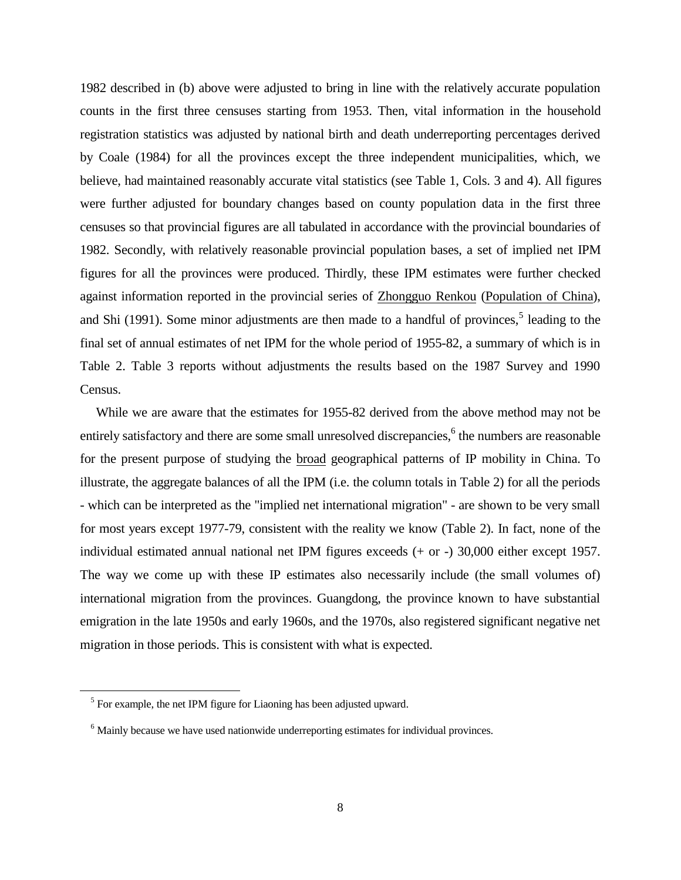1982 described in (b) above were adjusted to bring in line with the relatively accurate population counts in the first three censuses starting from 1953. Then, vital information in the household registration statistics was adjusted by national birth and death underreporting percentages derived by Coale (1984) for all the provinces except the three independent municipalities, which, we believe, had maintained reasonably accurate vital statistics (see Table 1, Cols. 3 and 4). All figures were further adjusted for boundary changes based on county population data in the first three censuses so that provincial figures are all tabulated in accordance with the provincial boundaries of 1982. Secondly, with relatively reasonable provincial population bases, a set of implied net IPM figures for all the provinces were produced. Thirdly, these IPM estimates were further checked against information reported in the provincial series of Zhongguo Renkou (Population of China), and Shi (1991). Some minor adjustments are then made to a handful of provinces,[5] leading to the final set of annual estimates of net IPM for the whole period of 1955-82, a summary of which is in Table 2. Table 3 reports without adjustments the results based on the 1987 Survey and 1990 Census.

While we are aware that the estimates for 1955-82 derived from the above method may not be entirely satisfactory and there are some small unresolved discrepancies,[6] the numbers are reasonable for the present purpose of studying the broad geographical patterns of IP mobility in China. To illustrate, the aggregate balances of all the IPM (i.e. the column totals in Table 2) for all the periods - which can be interpreted as the "implied net international migration" - are shown to be very small for most years except 1977-79, consistent with the reality we know (Table 2). In fact, none of the individual estimated annual national net IPM figures exceeds (+ or -) 30,000 either except 1957. The way we come up with these IP estimates also necessarily include (the small volumes of) international migration from the provinces. Guangdong, the province known to have substantial emigration in the late 1950s and early 1960s, and the 1970s, also registered significant negative net migration in those periods. This is consistent with what is expected.

[5] For example, the net IPM figure for Liaoning has been adjusted upward.

[6] Mainly because we have used nationwide underreporting estimates for individual provinces.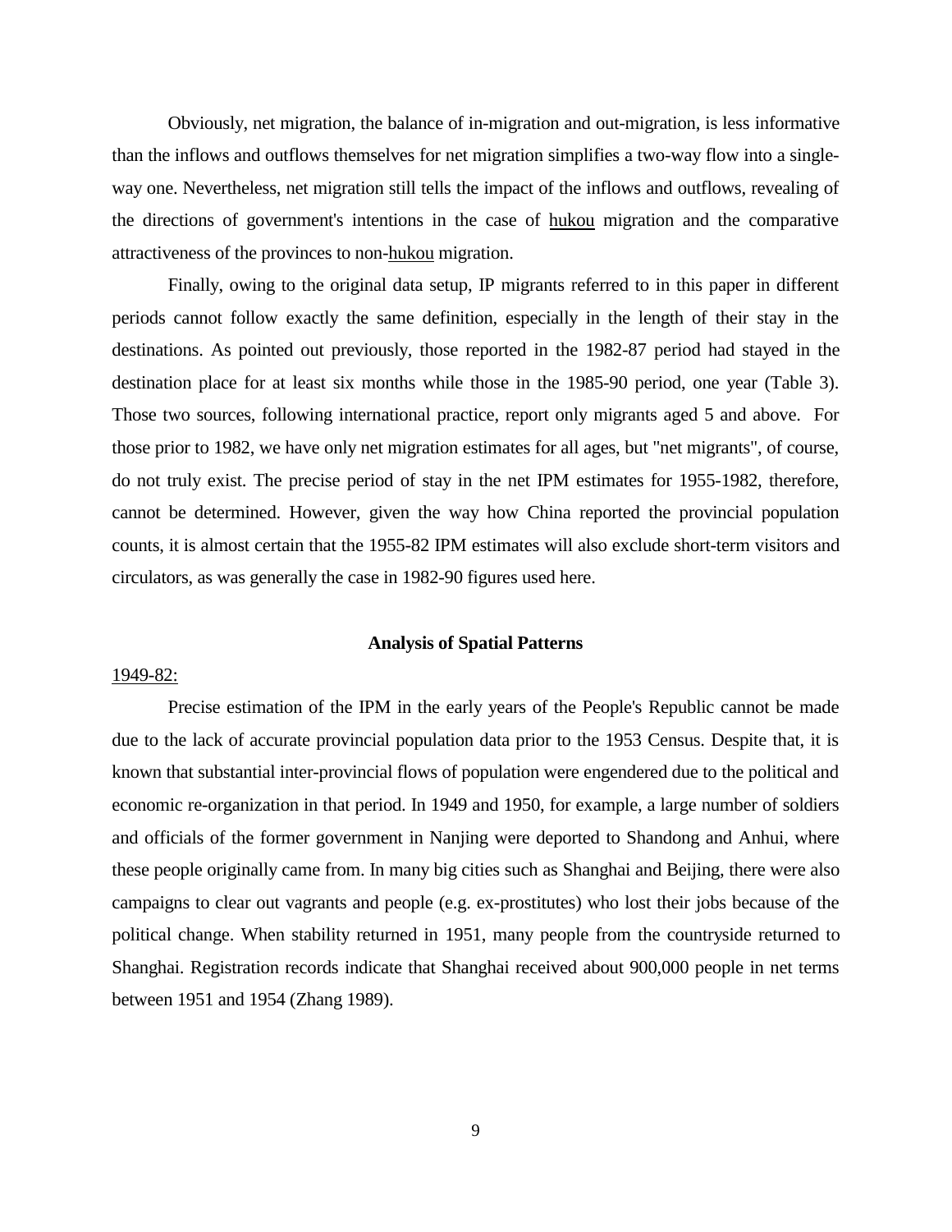Obviously, net migration, the balance of in-migration and out-migration, is less informative than the inflows and outflows themselves for net migration simplifies a two-way flow into a single-way one. Nevertheless, net migration still tells the impact of the inflows and outflows, revealing of the directions of government's intentions in the case of hukou migration and the comparative attractiveness of the provinces to non-hukou migration.

Finally, owing to the original data setup, IP migrants referred to in this paper in different periods cannot follow exactly the same definition, especially in the length of their stay in the destinations. As pointed out previously, those reported in the 1982-87 period had stayed in the destination place for at least six months while those in the 1985-90 period, one year (Table 3). Those two sources, following international practice, report only migrants aged 5 and above. For those prior to 1982, we have only net migration estimates for all ages, but "net migrants", of course, do not truly exist. The precise period of stay in the net IPM estimates for 1955-1982, therefore, cannot be determined. However, given the way how China reported the provincial population counts, it is almost certain that the 1955-82 IPM estimates will also exclude short-term visitors and circulators, as was generally the case in 1982-90 figures used here.

## Analysis of Spatial Patterns

1949-82:

Precise estimation of the IPM in the early years of the People's Republic cannot be made due to the lack of accurate provincial population data prior to the 1953 Census. Despite that, it is known that substantial inter-provincial flows of population were engendered due to the political and economic re-organization in that period. In 1949 and 1950, for example, a large number of soldiers and officials of the former government in Nanjing were deported to Shandong and Anhui, where these people originally came from. In many big cities such as Shanghai and Beijing, there were also campaigns to clear out vagrants and people (e.g. ex-prostitutes) who lost their jobs because of the political change. When stability returned in 1951, many people from the countryside returned to Shanghai. Registration records indicate that Shanghai received about 900,000 people in net terms between 1951 and 1954 (Zhang 1989).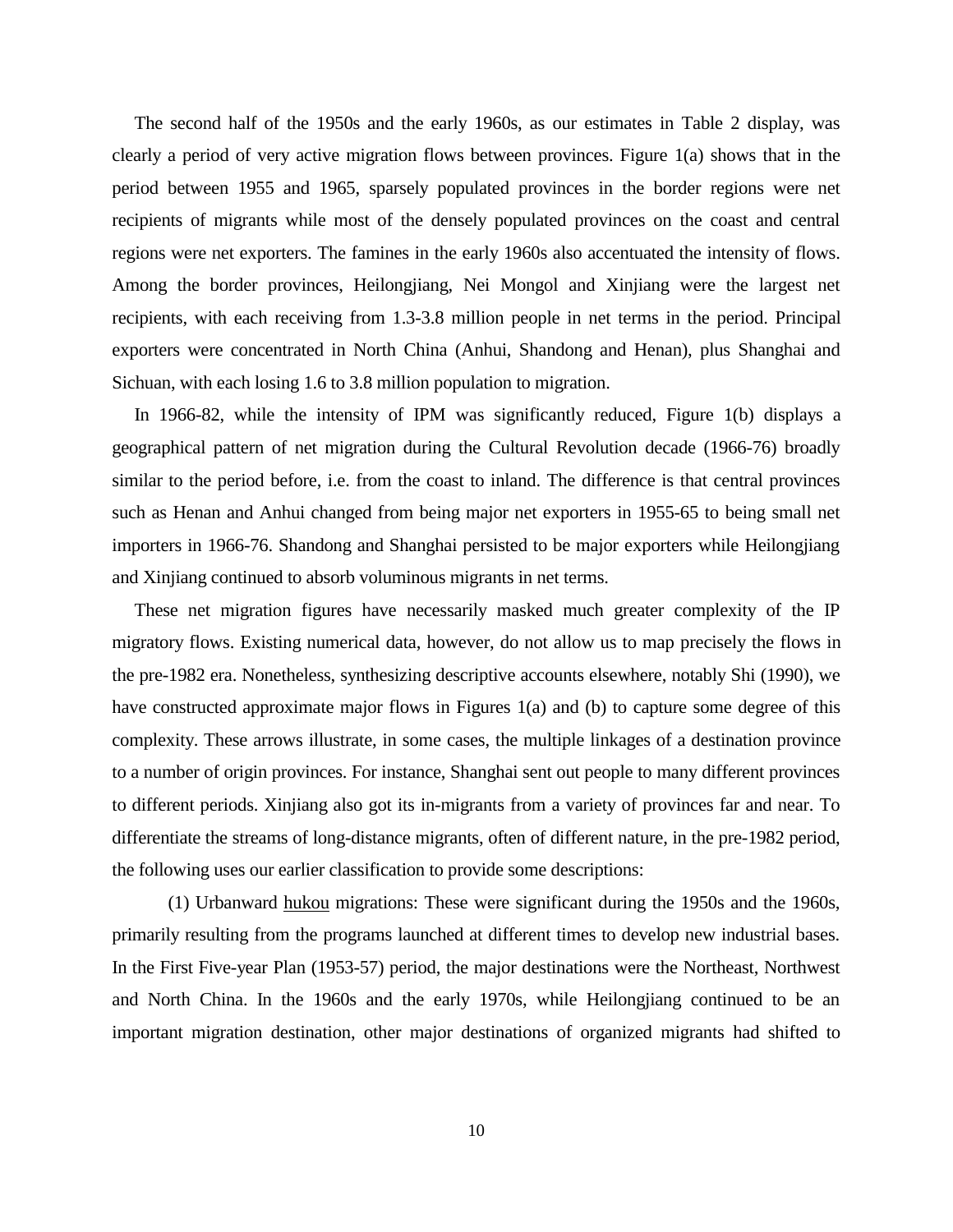The second half of the 1950s and the early 1960s, as our estimates in Table 2 display, was clearly a period of very active migration flows between provinces. Figure 1(a) shows that in the period between 1955 and 1965, sparsely populated provinces in the border regions were net recipients of migrants while most of the densely populated provinces on the coast and central regions were net exporters. The famines in the early 1960s also accentuated the intensity of flows. Among the border provinces, Heilongjiang, Nei Mongol and Xinjiang were the largest net recipients, with each receiving from 1.3-3.8 million people in net terms in the period. Principal exporters were concentrated in North China (Anhui, Shandong and Henan), plus Shanghai and Sichuan, with each losing 1.6 to 3.8 million population to migration.

In 1966-82, while the intensity of IPM was significantly reduced, Figure 1(b) displays a geographical pattern of net migration during the Cultural Revolution decade (1966-76) broadly similar to the period before, i.e. from the coast to inland. The difference is that central provinces such as Henan and Anhui changed from being major net exporters in 1955-65 to being small net importers in 1966-76. Shandong and Shanghai persisted to be major exporters while Heilongjiang and Xinjiang continued to absorb voluminous migrants in net terms.

These net migration figures have necessarily masked much greater complexity of the IP migratory flows. Existing numerical data, however, do not allow us to map precisely the flows in the pre-1982 era. Nonetheless, synthesizing descriptive accounts elsewhere, notably Shi (1990), we have constructed approximate major flows in Figures 1(a) and (b) to capture some degree of this complexity. These arrows illustrate, in some cases, the multiple linkages of a destination province to a number of origin provinces. For instance, Shanghai sent out people to many different provinces to different periods. Xinjiang also got its in-migrants from a variety of provinces far and near. To differentiate the streams of long-distance migrants, often of different nature, in the pre-1982 period, the following uses our earlier classification to provide some descriptions:

(1) Urbanward hukou migrations: These were significant during the 1950s and the 1960s, primarily resulting from the programs launched at different times to develop new industrial bases. In the First Five-year Plan (1953-57) period, the major destinations were the Northeast, Northwest and North China. In the 1960s and the early 1970s, while Heilongjiang continued to be an important migration destination, other major destinations of organized migrants had shifted to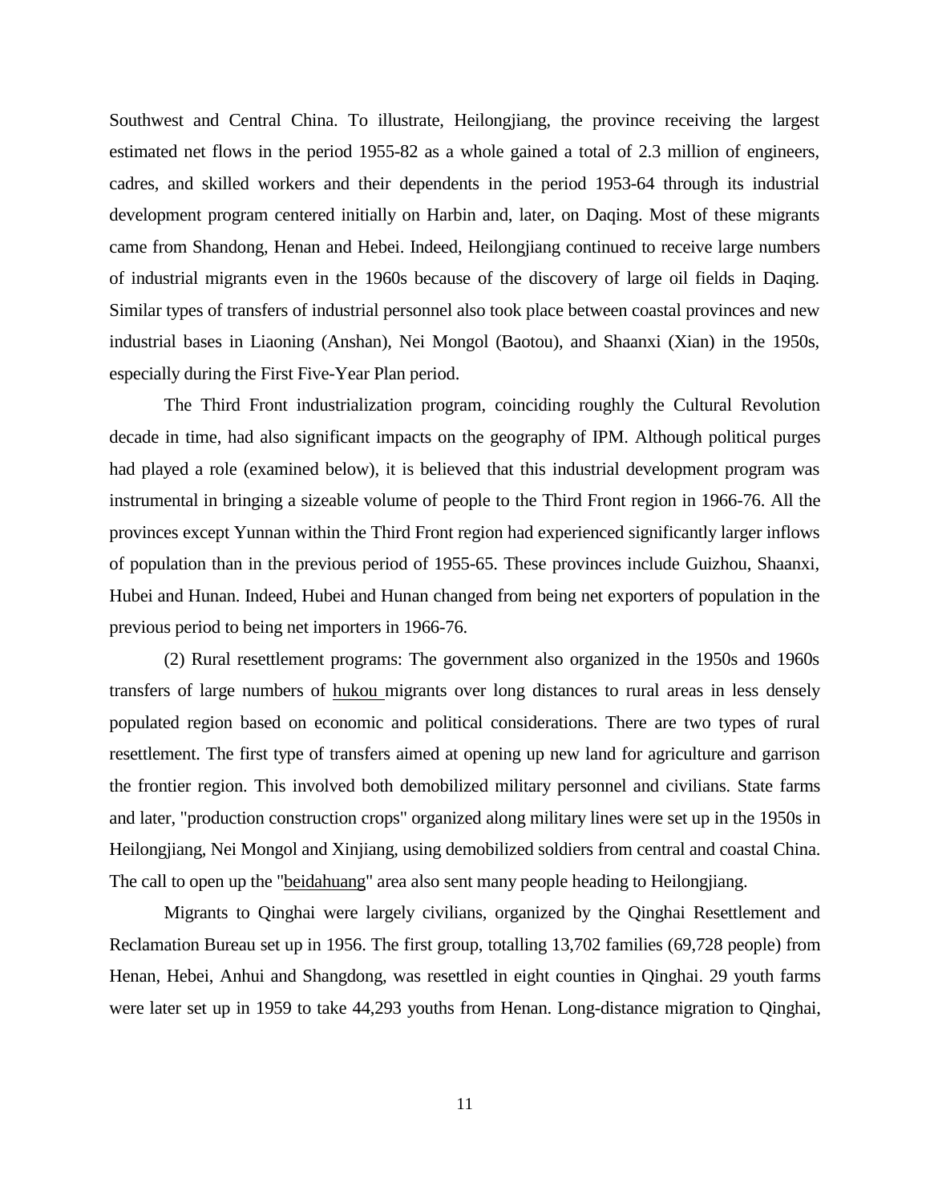Southwest and Central China. To illustrate, Heilongjiang, the province receiving the largest estimated net flows in the period 1955-82 as a whole gained a total of 2.3 million of engineers, cadres, and skilled workers and their dependents in the period 1953-64 through its industrial development program centered initially on Harbin and, later, on Daqing. Most of these migrants came from Shandong, Henan and Hebei. Indeed, Heilongjiang continued to receive large numbers of industrial migrants even in the 1960s because of the discovery of large oil fields in Daqing. Similar types of transfers of industrial personnel also took place between coastal provinces and new industrial bases in Liaoning (Anshan), Nei Mongol (Baotou), and Shaanxi (Xian) in the 1950s, especially during the First Five-Year Plan period.

The Third Front industrialization program, coinciding roughly the Cultural Revolution decade in time, had also significant impacts on the geography of IPM. Although political purges had played a role (examined below), it is believed that this industrial development program was instrumental in bringing a sizeable volume of people to the Third Front region in 1966-76. All the provinces except Yunnan within the Third Front region had experienced significantly larger inflows of population than in the previous period of 1955-65. These provinces include Guizhou, Shaanxi, Hubei and Hunan. Indeed, Hubei and Hunan changed from being net exporters of population in the previous period to being net importers in 1966-76.

(2) Rural resettlement programs: The government also organized in the 1950s and 1960s transfers of large numbers of hukou migrants over long distances to rural areas in less densely populated region based on economic and political considerations. There are two types of rural resettlement. The first type of transfers aimed at opening up new land for agriculture and garrison the frontier region. This involved both demobilized military personnel and civilians. State farms and later, "production construction crops" organized along military lines were set up in the 1950s in Heilongjiang, Nei Mongol and Xinjiang, using demobilized soldiers from central and coastal China. The call to open up the "beidahuang" area also sent many people heading to Heilongjiang.

Migrants to Qinghai were largely civilians, organized by the Qinghai Resettlement and Reclamation Bureau set up in 1956. The first group, totalling 13,702 families (69,728 people) from Henan, Hebei, Anhui and Shangdong, was resettled in eight counties in Qinghai. 29 youth farms were later set up in 1959 to take 44,293 youths from Henan. Long-distance migration to Qinghai,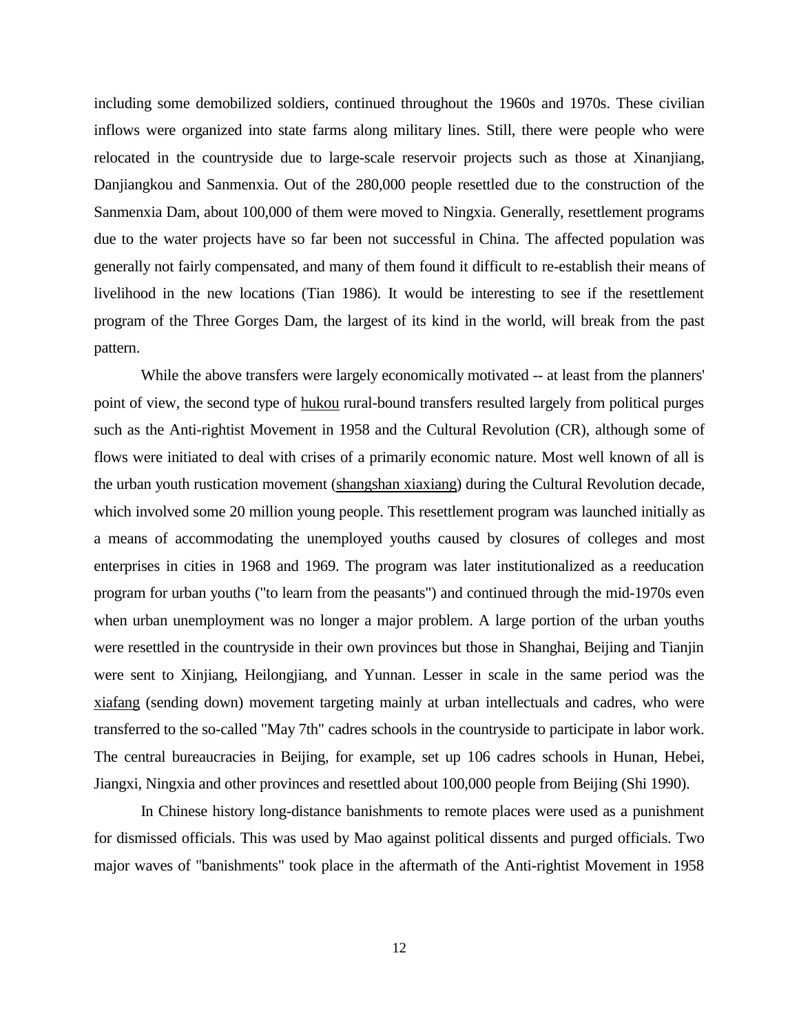including some demobilized soldiers, continued throughout the 1960s and 1970s. These civilian inflows were organized into state farms along military lines. Still, there were people who were relocated in the countryside due to large-scale reservoir projects such as those at Xinanjiang, Danjiangkou and Sanmenxia. Out of the 280,000 people resettled due to the construction of the Sanmenxia Dam, about 100,000 of them were moved to Ningxia. Generally, resettlement programs due to the water projects have so far been not successful in China. The affected population was generally not fairly compensated, and many of them found it difficult to re-establish their means of livelihood in the new locations (Tian 1986). It would be interesting to see if the resettlement program of the Three Gorges Dam, the largest of its kind in the world, will break from the past pattern.

While the above transfers were largely economically motivated -- at least from the planners' point of view, the second type of hukou rural-bound transfers resulted largely from political purges such as the Anti-rightist Movement in 1958 and the Cultural Revolution (CR), although some of flows were initiated to deal with crises of a primarily economic nature. Most well known of all is the urban youth rustication movement (shangshan xiaxiang) during the Cultural Revolution decade, which involved some 20 million young people. This resettlement program was launched initially as a means of accommodating the unemployed youths caused by closures of colleges and most enterprises in cities in 1968 and 1969. The program was later institutionalized as a reeducation program for urban youths ("to learn from the peasants") and continued through the mid-1970s even when urban unemployment was no longer a major problem. A large portion of the urban youths were resettled in the countryside in their own provinces but those in Shanghai, Beijing and Tianjin were sent to Xinjiang, Heilongjiang, and Yunnan. Lesser in scale in the same period was the xiafang (sending down) movement targeting mainly at urban intellectuals and cadres, who were transferred to the so-called "May 7th" cadres schools in the countryside to participate in labor work. The central bureaucracies in Beijing, for example, set up 106 cadres schools in Hunan, Hebei, Jiangxi, Ningxia and other provinces and resettled about 100,000 people from Beijing (Shi 1990).

In Chinese history long-distance banishments to remote places were used as a punishment for dismissed officials. This was used by Mao against political dissents and purged officials. Two major waves of "banishments" took place in the aftermath of the Anti-rightist Movement in 1958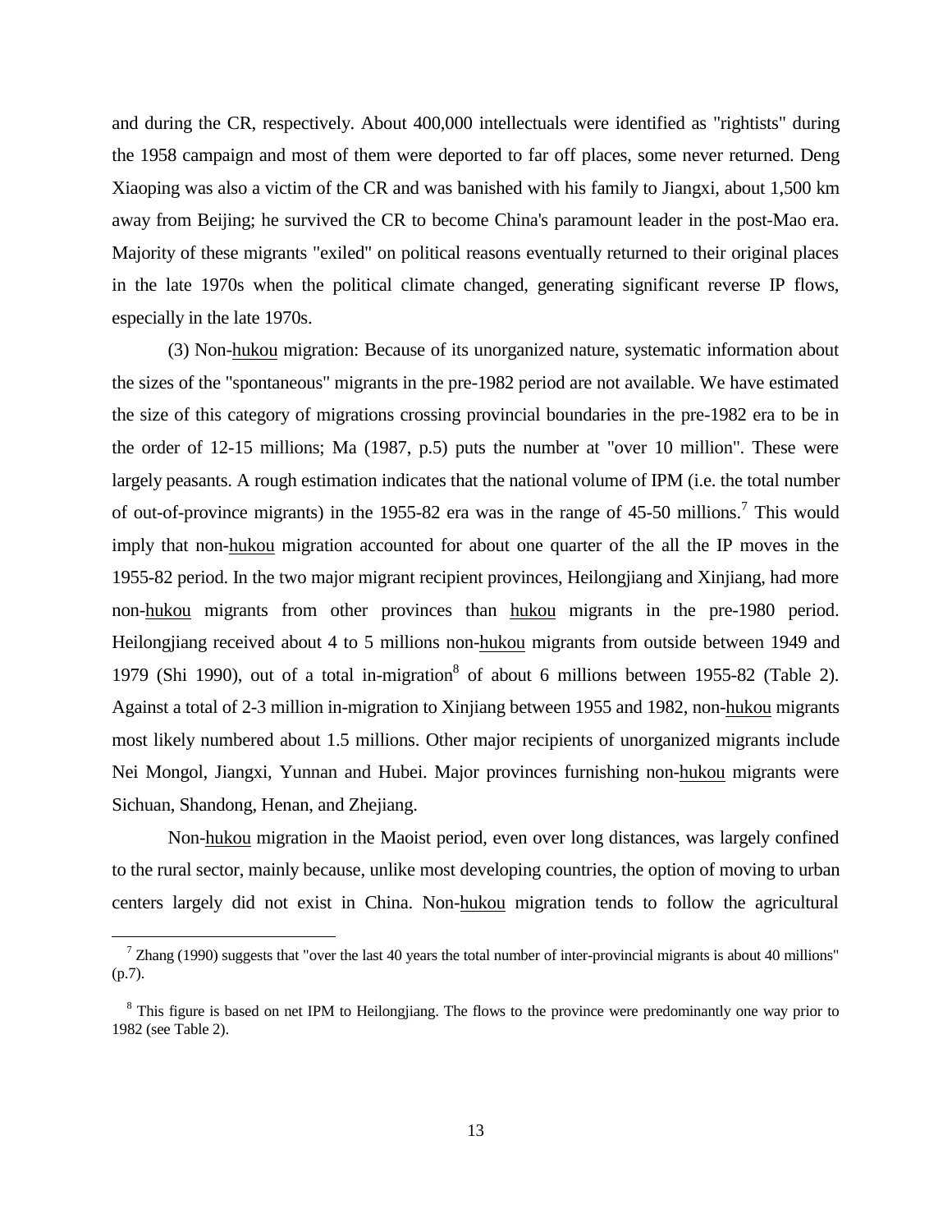and during the CR, respectively. About 400,000 intellectuals were identified as "rightists" during the 1958 campaign and most of them were deported to far off places, some never returned. Deng Xiaoping was also a victim of the CR and was banished with his family to Jiangxi, about 1,500 km away from Beijing; he survived the CR to become China's paramount leader in the post-Mao era. Majority of these migrants "exiled" on political reasons eventually returned to their original places in the late 1970s when the political climate changed, generating significant reverse IP flows, especially in the late 1970s.

(3) Non-hukou migration: Because of its unorganized nature, systematic information about the sizes of the "spontaneous" migrants in the pre-1982 period are not available. We have estimated the size of this category of migrations crossing provincial boundaries in the pre-1982 era to be in the order of 12-15 millions; Ma (1987, p.5) puts the number at "over 10 million". These were largely peasants. A rough estimation indicates that the national volume of IPM (i.e. the total number of out-of-province migrants) in the 1955-82 era was in the range of 45-50 millions.[7] This would imply that non-hukou migration accounted for about one quarter of the all the IP moves in the 1955-82 period. In the two major migrant recipient provinces, Heilongjiang and Xinjiang, had more non-hukou migrants from other provinces than hukou migrants in the pre-1980 period. Heilongjiang received about 4 to 5 millions non-hukou migrants from outside between 1949 and 1979 (Shi 1990), out of a total in-migration[8] of about 6 millions between 1955-82 (Table 2). Against a total of 2-3 million in-migration to Xinjiang between 1955 and 1982, non-hukou migrants most likely numbered about 1.5 millions. Other major recipients of unorganized migrants include Nei Mongol, Jiangxi, Yunnan and Hubei. Major provinces furnishing non-hukou migrants were Sichuan, Shandong, Henan, and Zhejiang.

Non-hukou migration in the Maoist period, even over long distances, was largely confined to the rural sector, mainly because, unlike most developing countries, the option of moving to urban centers largely did not exist in China. Non-hukou migration tends to follow the agricultural

---

[7] Zhang (1990) suggests that "over the last 40 years the total number of inter-provincial migrants is about 40 millions" (p.7).

[8] This figure is based on net IPM to Heilongjiang. The flows to the province were predominantly one way prior to 1982 (see Table 2).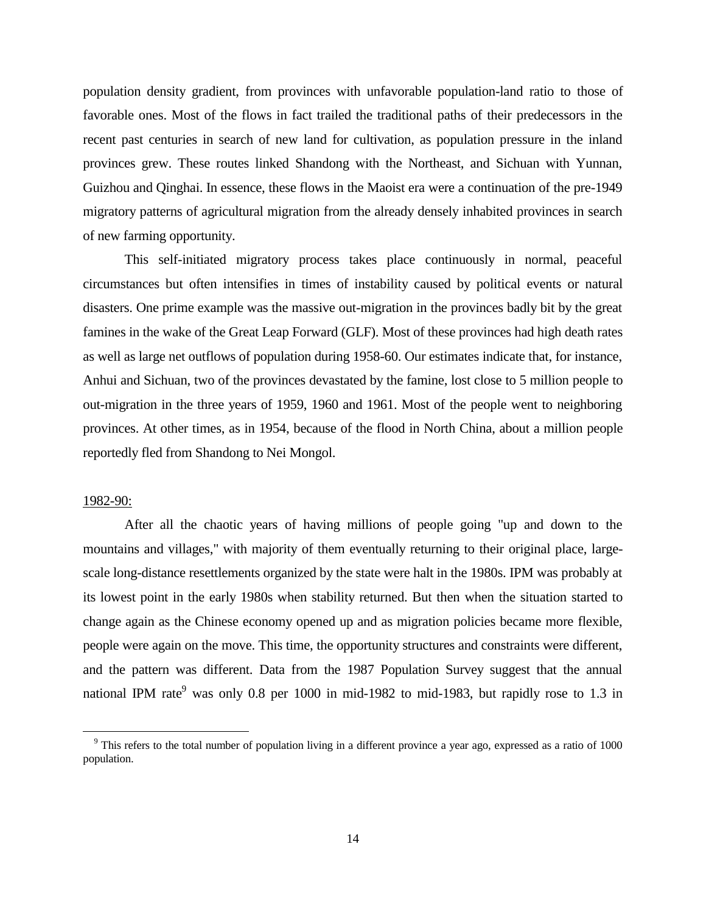population density gradient, from provinces with unfavorable population-land ratio to those of favorable ones. Most of the flows in fact trailed the traditional paths of their predecessors in the recent past centuries in search of new land for cultivation, as population pressure in the inland provinces grew. These routes linked Shandong with the Northeast, and Sichuan with Yunnan, Guizhou and Qinghai. In essence, these flows in the Maoist era were a continuation of the pre-1949 migratory patterns of agricultural migration from the already densely inhabited provinces in search of new farming opportunity.

This self-initiated migratory process takes place continuously in normal, peaceful circumstances but often intensifies in times of instability caused by political events or natural disasters. One prime example was the massive out-migration in the provinces badly bit by the great famines in the wake of the Great Leap Forward (GLF). Most of these provinces had high death rates as well as large net outflows of population during 1958-60. Our estimates indicate that, for instance, Anhui and Sichuan, two of the provinces devastated by the famine, lost close to 5 million people to out-migration in the three years of 1959, 1960 and 1961. Most of the people went to neighboring provinces. At other times, as in 1954, because of the flood in North China, about a million people reportedly fled from Shandong to Nei Mongol.

1982-90:

After all the chaotic years of having millions of people going "up and down to the mountains and villages," with majority of them eventually returning to their original place, large-scale long-distance resettlements organized by the state were halt in the 1980s. IPM was probably at its lowest point in the early 1980s when stability returned. But then when the situation started to change again as the Chinese economy opened up and as migration policies became more flexible, people were again on the move. This time, the opportunity structures and constraints were different, and the pattern was different. Data from the 1987 Population Survey suggest that the annual national IPM rate[9] was only 0.8 per 1000 in mid-1982 to mid-1983, but rapidly rose to 1.3 in

[9] This refers to the total number of population living in a different province a year ago, expressed as a ratio of 1000 population.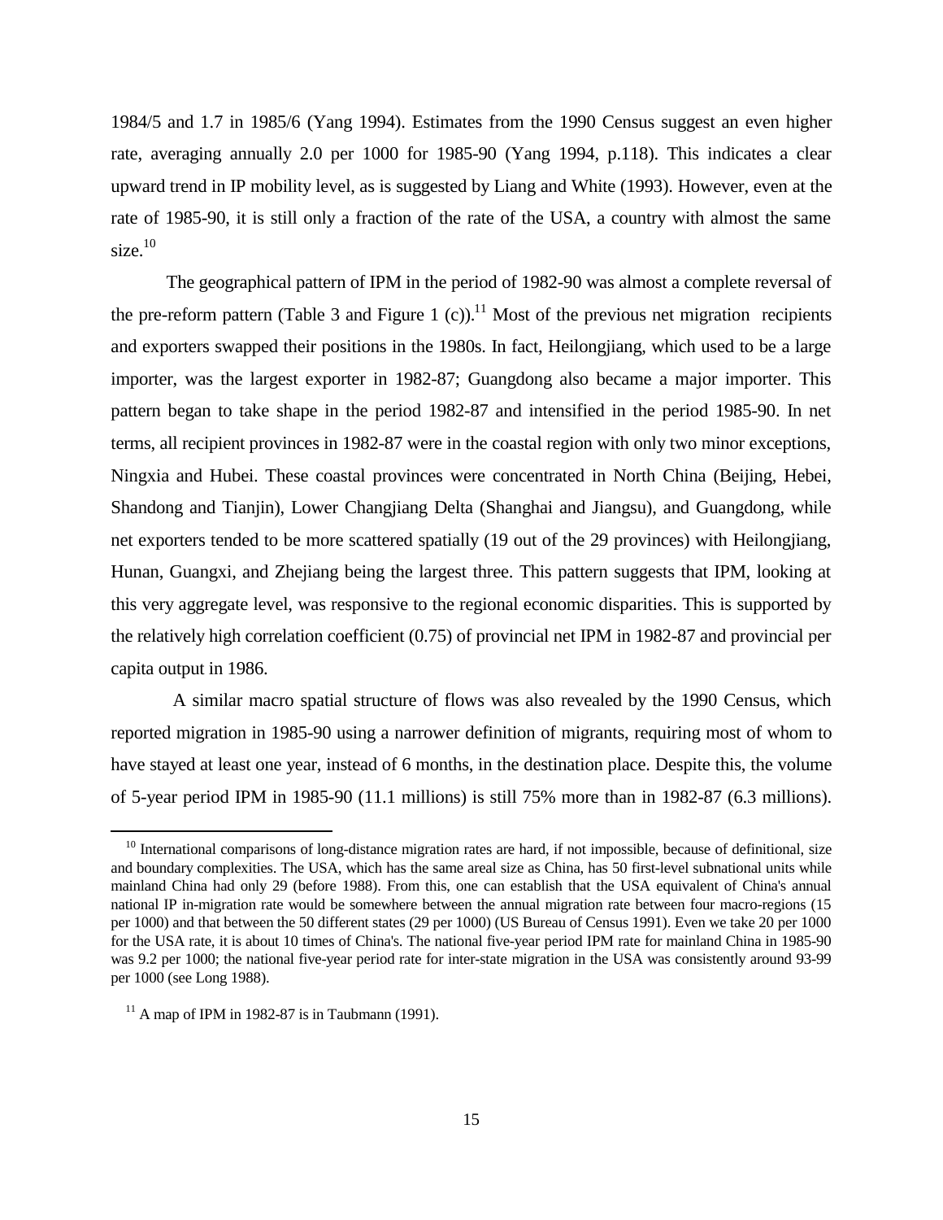1984/5 and 1.7 in 1985/6 (Yang 1994). Estimates from the 1990 Census suggest an even higher rate, averaging annually 2.0 per 1000 for 1985-90 (Yang 1994, p.118). This indicates a clear upward trend in IP mobility level, as is suggested by Liang and White (1993). However, even at the rate of 1985-90, it is still only a fraction of the rate of the USA, a country with almost the same size.[10]

The geographical pattern of IPM in the period of 1982-90 was almost a complete reversal of the pre-reform pattern (Table 3 and Figure 1 (c)).[11] Most of the previous net migration recipients and exporters swapped their positions in the 1980s. In fact, Heilongjiang, which used to be a large importer, was the largest exporter in 1982-87; Guangdong also became a major importer. This pattern began to take shape in the period 1982-87 and intensified in the period 1985-90. In net terms, all recipient provinces in 1982-87 were in the coastal region with only two minor exceptions, Ningxia and Hubei. These coastal provinces were concentrated in North China (Beijing, Hebei, Shandong and Tianjin), Lower Changjiang Delta (Shanghai and Jiangsu), and Guangdong, while net exporters tended to be more scattered spatially (19 out of the 29 provinces) with Heilongjiang, Hunan, Guangxi, and Zhejiang being the largest three. This pattern suggests that IPM, looking at this very aggregate level, was responsive to the regional economic disparities. This is supported by the relatively high correlation coefficient (0.75) of provincial net IPM in 1982-87 and provincial per capita output in 1986.

A similar macro spatial structure of flows was also revealed by the 1990 Census, which reported migration in 1985-90 using a narrower definition of migrants, requiring most of whom to have stayed at least one year, instead of 6 months, in the destination place. Despite this, the volume of 5-year period IPM in 1985-90 (11.1 millions) is still 75% more than in 1982-87 (6.3 millions).

---

[10] International comparisons of long-distance migration rates are hard, if not impossible, because of definitional, size and boundary complexities. The USA, which has the same areal size as China, has 50 first-level subnational units while mainland China had only 29 (before 1988). From this, one can establish that the USA equivalent of China's annual national IP in-migration rate would be somewhere between the annual migration rate between four macro-regions (15 per 1000) and that between the 50 different states (29 per 1000) (US Bureau of Census 1991). Even we take 20 per 1000 for the USA rate, it is about 10 times of China's. The national five-year period IPM rate for mainland China in 1985-90 was 9.2 per 1000; the national five-year period rate for inter-state migration in the USA was consistently around 93-99 per 1000 (see Long 1988).

[11] A map of IPM in 1982-87 is in Taubmann (1991).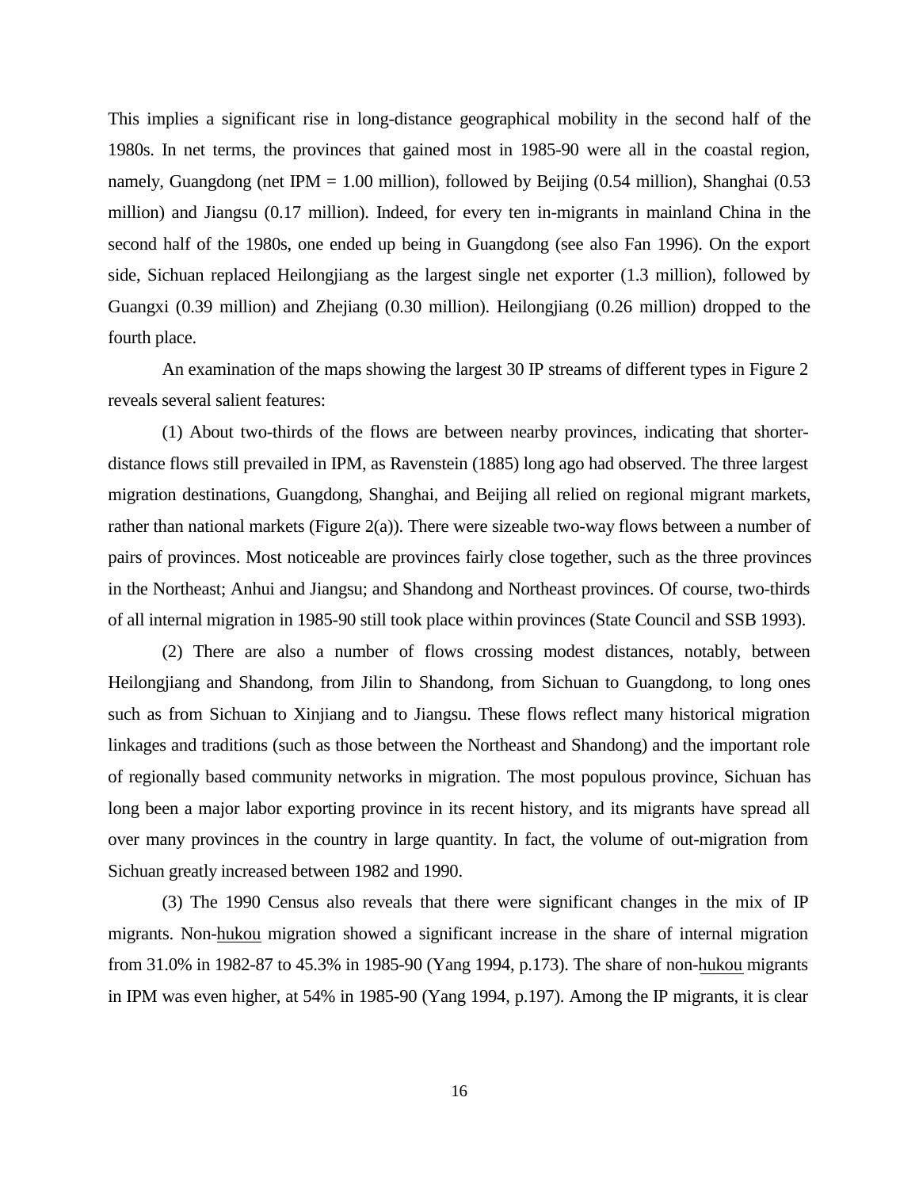This implies a significant rise in long-distance geographical mobility in the second half of the 1980s. In net terms, the provinces that gained most in 1985-90 were all in the coastal region, namely, Guangdong (net IPM = 1.00 million), followed by Beijing (0.54 million), Shanghai (0.53 million) and Jiangsu (0.17 million). Indeed, for every ten in-migrants in mainland China in the second half of the 1980s, one ended up being in Guangdong (see also Fan 1996). On the export side, Sichuan replaced Heilongjiang as the largest single net exporter (1.3 million), followed by Guangxi (0.39 million) and Zhejiang (0.30 million). Heilongjiang (0.26 million) dropped to the fourth place.

An examination of the maps showing the largest 30 IP streams of different types in Figure 2 reveals several salient features:

(1) About two-thirds of the flows are between nearby provinces, indicating that shorter-distance flows still prevailed in IPM, as Ravenstein (1885) long ago had observed. The three largest migration destinations, Guangdong, Shanghai, and Beijing all relied on regional migrant markets, rather than national markets (Figure 2(a)). There were sizeable two-way flows between a number of pairs of provinces. Most noticeable are provinces fairly close together, such as the three provinces in the Northeast; Anhui and Jiangsu; and Shandong and Northeast provinces. Of course, two-thirds of all internal migration in 1985-90 still took place within provinces (State Council and SSB 1993).

(2) There are also a number of flows crossing modest distances, notably, between Heilongjiang and Shandong, from Jilin to Shandong, from Sichuan to Guangdong, to long ones such as from Sichuan to Xinjiang and to Jiangsu. These flows reflect many historical migration linkages and traditions (such as those between the Northeast and Shandong) and the important role of regionally based community networks in migration. The most populous province, Sichuan has long been a major labor exporting province in its recent history, and its migrants have spread all over many provinces in the country in large quantity. In fact, the volume of out-migration from Sichuan greatly increased between 1982 and 1990.

(3) The 1990 Census also reveals that there were significant changes in the mix of IP migrants. Non-hukou migration showed a significant increase in the share of internal migration from 31.0% in 1982-87 to 45.3% in 1985-90 (Yang 1994, p.173). The share of non-hukou migrants in IPM was even higher, at 54% in 1985-90 (Yang 1994, p.197). Among the IP migrants, it is clear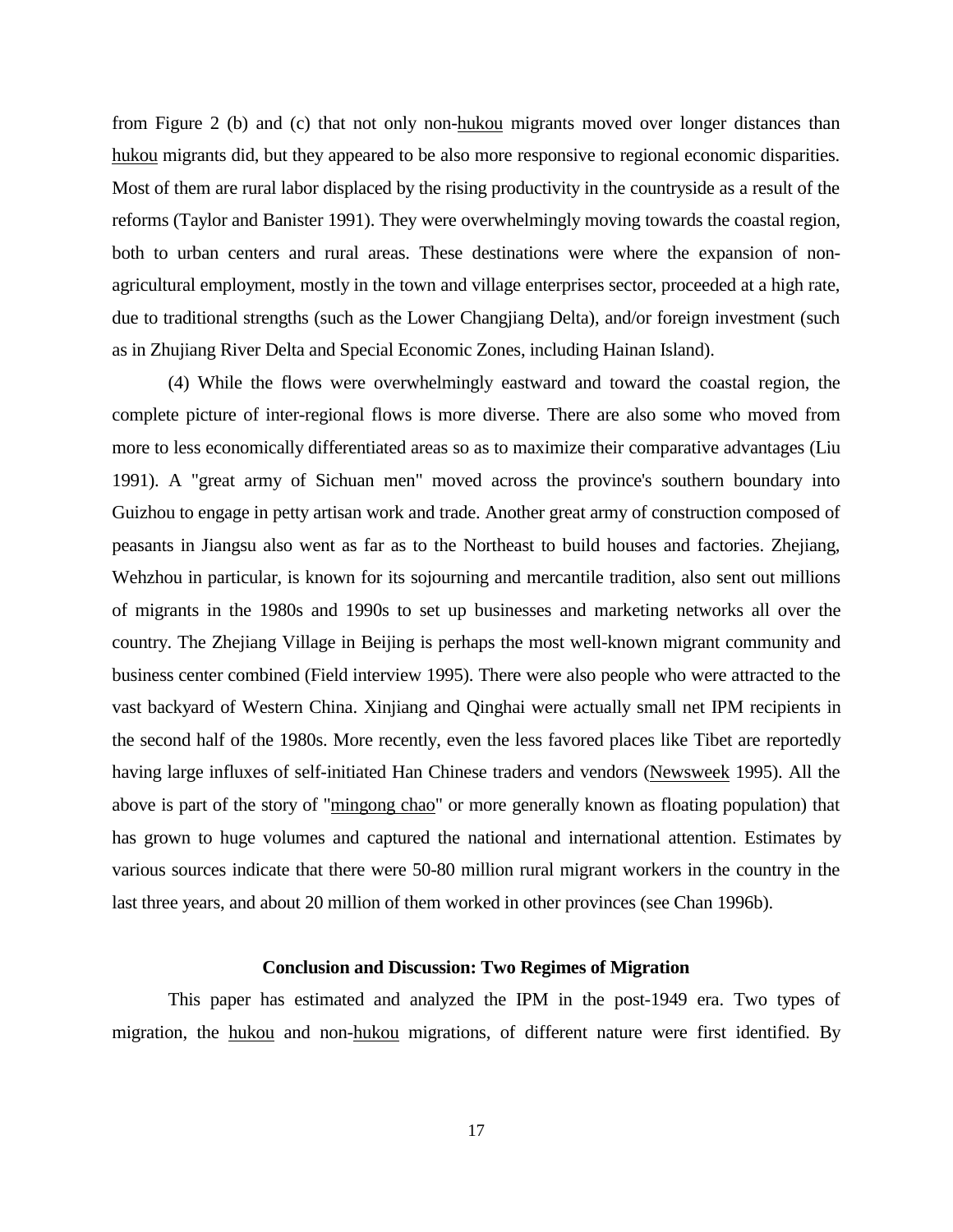from Figure 2 (b) and (c) that not only non-hukou migrants moved over longer distances than hukou migrants did, but they appeared to be also more responsive to regional economic disparities. Most of them are rural labor displaced by the rising productivity in the countryside as a result of the reforms (Taylor and Banister 1991). They were overwhelmingly moving towards the coastal region, both to urban centers and rural areas. These destinations were where the expansion of non-agricultural employment, mostly in the town and village enterprises sector, proceeded at a high rate, due to traditional strengths (such as the Lower Changjiang Delta), and/or foreign investment (such as in Zhujiang River Delta and Special Economic Zones, including Hainan Island).

(4) While the flows were overwhelmingly eastward and toward the coastal region, the complete picture of inter-regional flows is more diverse. There are also some who moved from more to less economically differentiated areas so as to maximize their comparative advantages (Liu 1991). A "great army of Sichuan men" moved across the province's southern boundary into Guizhou to engage in petty artisan work and trade. Another great army of construction composed of peasants in Jiangsu also went as far as to the Northeast to build houses and factories. Zhejiang, Wehzhou in particular, is known for its sojourning and mercantile tradition, also sent out millions of migrants in the 1980s and 1990s to set up businesses and marketing networks all over the country. The Zhejiang Village in Beijing is perhaps the most well-known migrant community and business center combined (Field interview 1995). There were also people who were attracted to the vast backyard of Western China. Xinjiang and Qinghai were actually small net IPM recipients in the second half of the 1980s. More recently, even the less favored places like Tibet are reportedly having large influxes of self-initiated Han Chinese traders and vendors (Newsweek 1995). All the above is part of the story of "mingong chao" or more generally known as floating population) that has grown to huge volumes and captured the national and international attention. Estimates by various sources indicate that there were 50-80 million rural migrant workers in the country in the last three years, and about 20 million of them worked in other provinces (see Chan 1996b).

## Conclusion and Discussion: Two Regimes of Migration

This paper has estimated and analyzed the IPM in the post-1949 era. Two types of migration, the hukou and non-hukou migrations, of different nature were first identified. By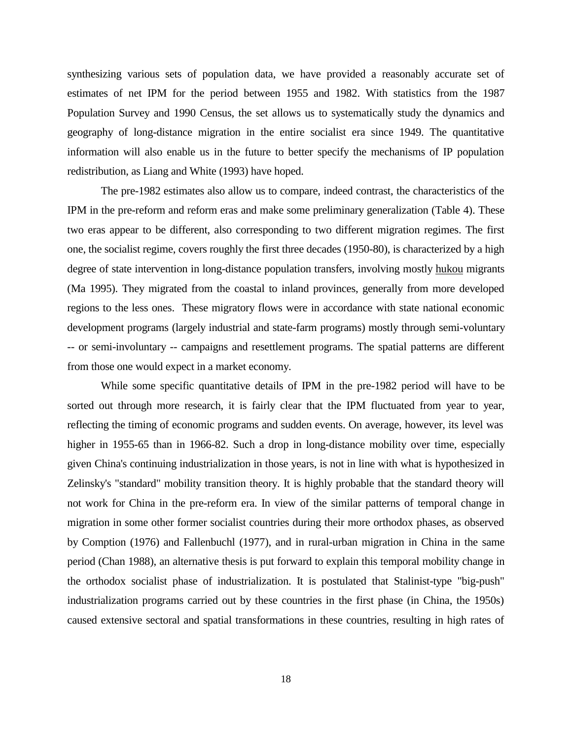synthesizing various sets of population data, we have provided a reasonably accurate set of estimates of net IPM for the period between 1955 and 1982. With statistics from the 1987 Population Survey and 1990 Census, the set allows us to systematically study the dynamics and geography of long-distance migration in the entire socialist era since 1949. The quantitative information will also enable us in the future to better specify the mechanisms of IP population redistribution, as Liang and White (1993) have hoped.

The pre-1982 estimates also allow us to compare, indeed contrast, the characteristics of the IPM in the pre-reform and reform eras and make some preliminary generalization (Table 4). These two eras appear to be different, also corresponding to two different migration regimes. The first one, the socialist regime, covers roughly the first three decades (1950-80), is characterized by a high degree of state intervention in long-distance population transfers, involving mostly hukou migrants (Ma 1995). They migrated from the coastal to inland provinces, generally from more developed regions to the less ones. These migratory flows were in accordance with state national economic development programs (largely industrial and state-farm programs) mostly through semi-voluntary -- or semi-involuntary -- campaigns and resettlement programs. The spatial patterns are different from those one would expect in a market economy.

While some specific quantitative details of IPM in the pre-1982 period will have to be sorted out through more research, it is fairly clear that the IPM fluctuated from year to year, reflecting the timing of economic programs and sudden events. On average, however, its level was higher in 1955-65 than in 1966-82. Such a drop in long-distance mobility over time, especially given China's continuing industrialization in those years, is not in line with what is hypothesized in Zelinsky's "standard" mobility transition theory. It is highly probable that the standard theory will not work for China in the pre-reform era. In view of the similar patterns of temporal change in migration in some other former socialist countries during their more orthodox phases, as observed by Comption (1976) and Fallenbuchl (1977), and in rural-urban migration in China in the same period (Chan 1988), an alternative thesis is put forward to explain this temporal mobility change in the orthodox socialist phase of industrialization. It is postulated that Stalinist-type "big-push" industrialization programs carried out by these countries in the first phase (in China, the 1950s) caused extensive sectoral and spatial transformations in these countries, resulting in high rates of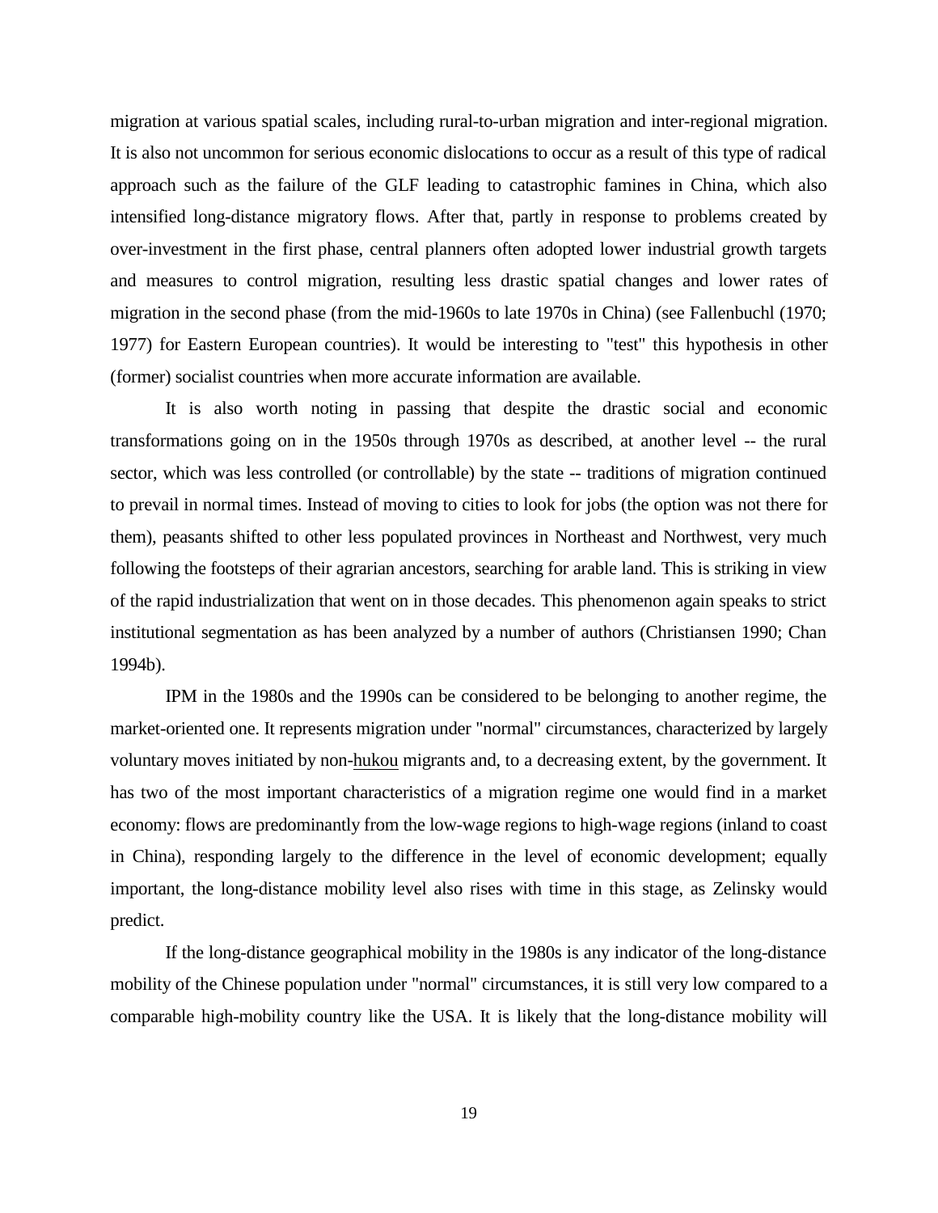migration at various spatial scales, including rural-to-urban migration and inter-regional migration. It is also not uncommon for serious economic dislocations to occur as a result of this type of radical approach such as the failure of the GLF leading to catastrophic famines in China, which also intensified long-distance migratory flows. After that, partly in response to problems created by over-investment in the first phase, central planners often adopted lower industrial growth targets and measures to control migration, resulting less drastic spatial changes and lower rates of migration in the second phase (from the mid-1960s to late 1970s in China) (see Fallenbuchl (1970; 1977) for Eastern European countries). It would be interesting to "test" this hypothesis in other (former) socialist countries when more accurate information are available.

It is also worth noting in passing that despite the drastic social and economic transformations going on in the 1950s through 1970s as described, at another level -- the rural sector, which was less controlled (or controllable) by the state -- traditions of migration continued to prevail in normal times. Instead of moving to cities to look for jobs (the option was not there for them), peasants shifted to other less populated provinces in Northeast and Northwest, very much following the footsteps of their agrarian ancestors, searching for arable land. This is striking in view of the rapid industrialization that went on in those decades. This phenomenon again speaks to strict institutional segmentation as has been analyzed by a number of authors (Christiansen 1990; Chan 1994b).

IPM in the 1980s and the 1990s can be considered to be belonging to another regime, the market-oriented one. It represents migration under "normal" circumstances, characterized by largely voluntary moves initiated by non-hukou migrants and, to a decreasing extent, by the government. It has two of the most important characteristics of a migration regime one would find in a market economy: flows are predominantly from the low-wage regions to high-wage regions (inland to coast in China), responding largely to the difference in the level of economic development; equally important, the long-distance mobility level also rises with time in this stage, as Zelinsky would predict.

If the long-distance geographical mobility in the 1980s is any indicator of the long-distance mobility of the Chinese population under "normal" circumstances, it is still very low compared to a comparable high-mobility country like the USA. It is likely that the long-distance mobility will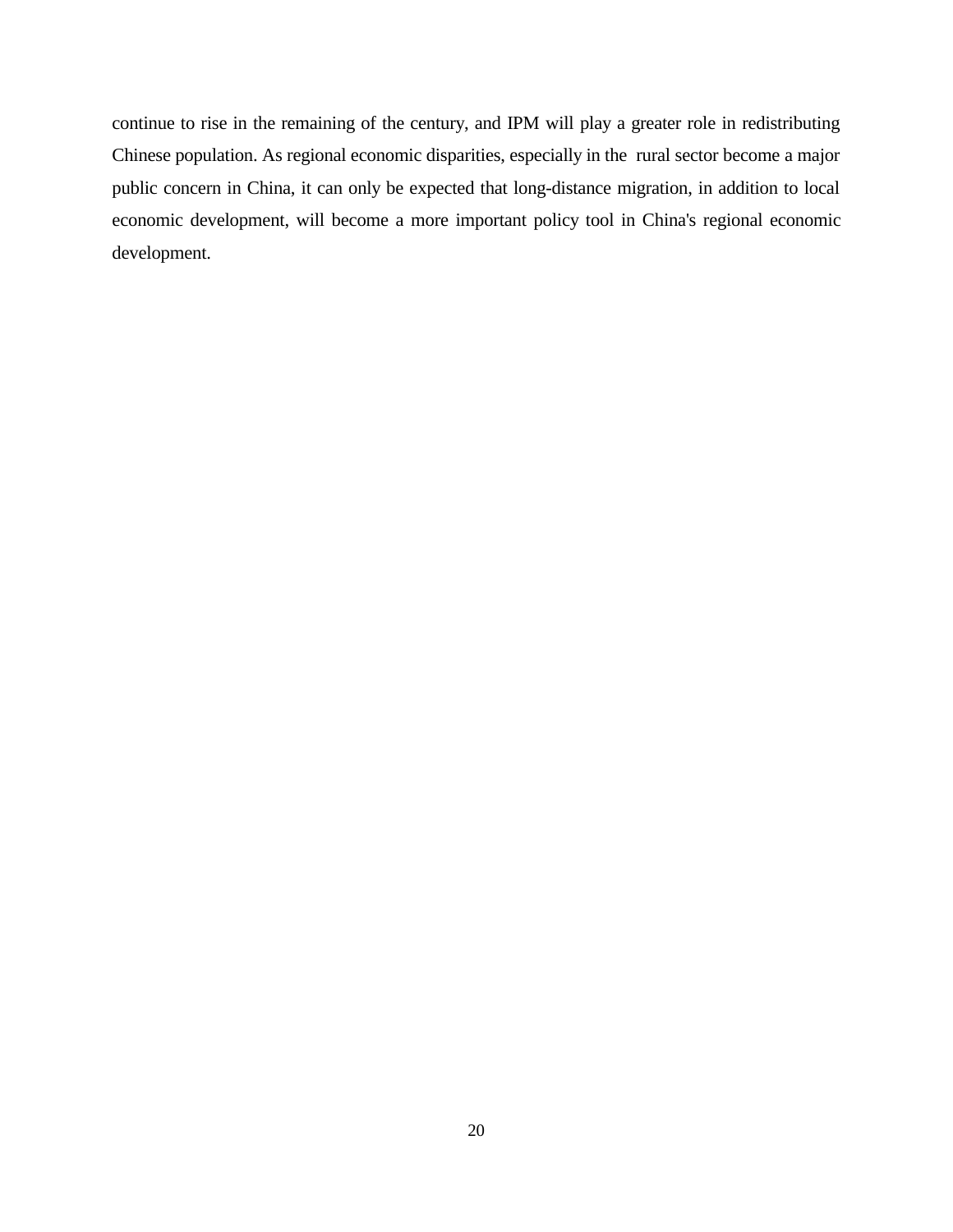continue to rise in the remaining of the century, and IPM will play a greater role in redistributing Chinese population. As regional economic disparities, especially in the rural sector become a major public concern in China, it can only be expected that long-distance migration, in addition to local economic development, will become a more important policy tool in China's regional economic development.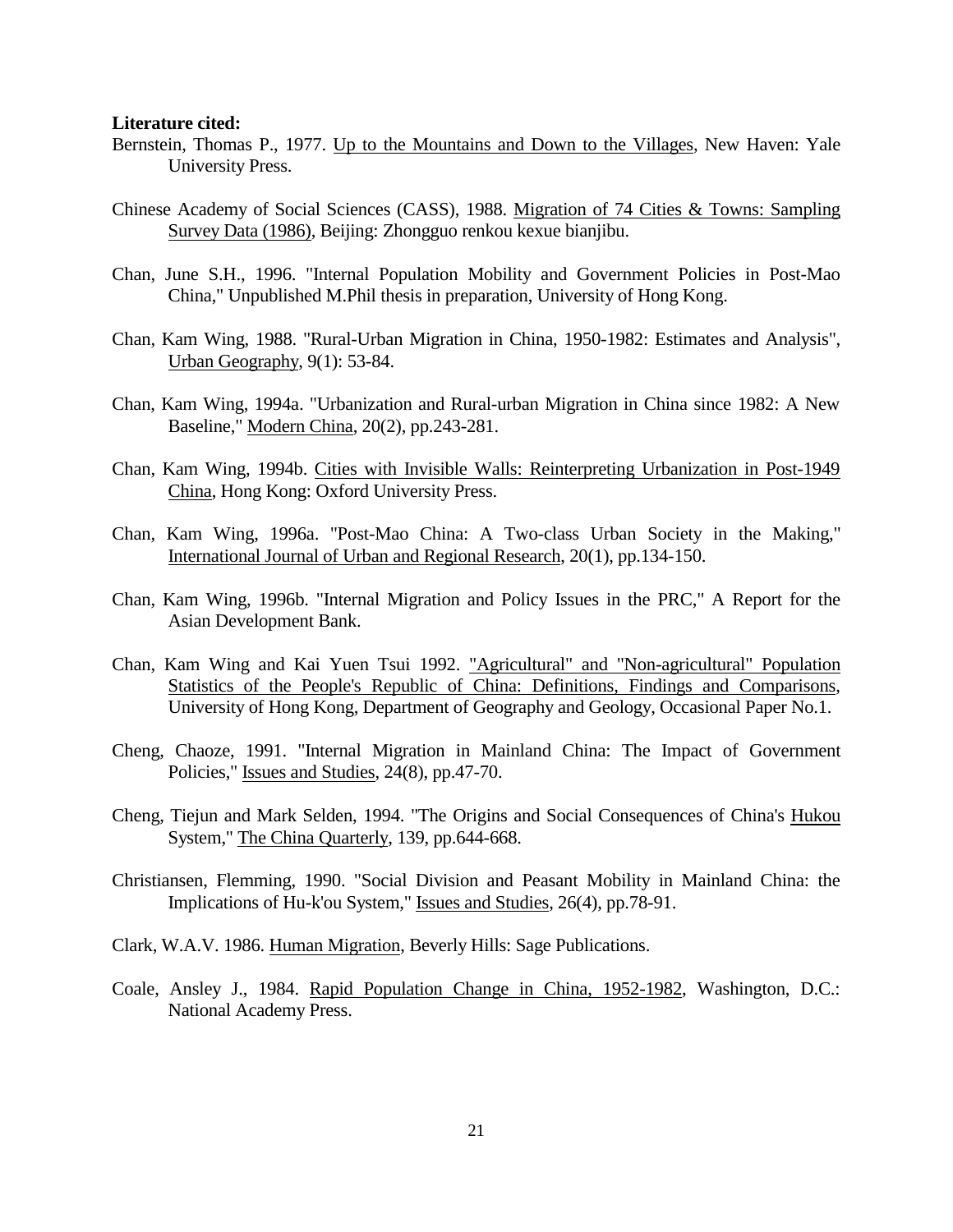**Literature cited:**

Bernstein, Thomas P., 1977. Up to the Mountains and Down to the Villages, New Haven: Yale University Press.

Chinese Academy of Social Sciences (CASS), 1988. Migration of 74 Cities & Towns: Sampling Survey Data (1986), Beijing: Zhongguo renkou kexue bianjibu.

Chan, June S.H., 1996. "Internal Population Mobility and Government Policies in Post-Mao China," Unpublished M.Phil thesis in preparation, University of Hong Kong.

Chan, Kam Wing, 1988. "Rural-Urban Migration in China, 1950-1982: Estimates and Analysis", Urban Geography, 9(1): 53-84.

Chan, Kam Wing, 1994a. "Urbanization and Rural-urban Migration in China since 1982: A New Baseline," Modern China, 20(2), pp.243-281.

Chan, Kam Wing, 1994b. Cities with Invisible Walls: Reinterpreting Urbanization in Post-1949 China, Hong Kong: Oxford University Press.

Chan, Kam Wing, 1996a. "Post-Mao China: A Two-class Urban Society in the Making," International Journal of Urban and Regional Research, 20(1), pp.134-150.

Chan, Kam Wing, 1996b. "Internal Migration and Policy Issues in the PRC," A Report for the Asian Development Bank.

Chan, Kam Wing and Kai Yuen Tsui 1992. "Agricultural" and "Non-agricultural" Population Statistics of the People's Republic of China: Definitions, Findings and Comparisons, University of Hong Kong, Department of Geography and Geology, Occasional Paper No.1.

Cheng, Chaoze, 1991. "Internal Migration in Mainland China: The Impact of Government Policies," Issues and Studies, 24(8), pp.47-70.

Cheng, Tiejun and Mark Selden, 1994. "The Origins and Social Consequences of China's Hukou System," The China Quarterly, 139, pp.644-668.

Christiansen, Flemming, 1990. "Social Division and Peasant Mobility in Mainland China: the Implications of Hu-k'ou System," Issues and Studies, 26(4), pp.78-91.

Clark, W.A.V. 1986. Human Migration, Beverly Hills: Sage Publications.

Coale, Ansley J., 1984. Rapid Population Change in China, 1952-1982, Washington, D.C.: National Academy Press.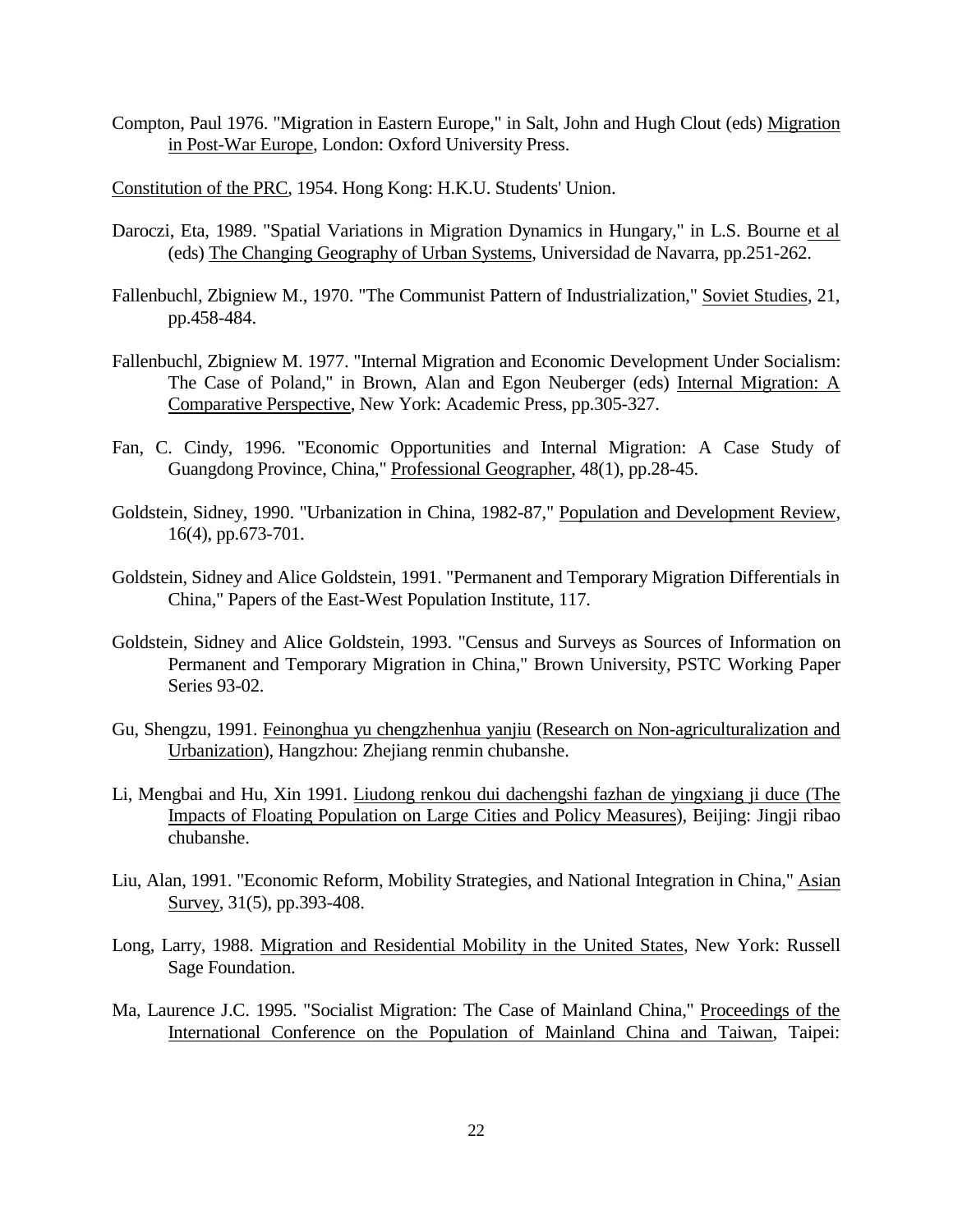Compton, Paul 1976. "Migration in Eastern Europe," in Salt, John and Hugh Clout (eds) <u>Migration in Post-War Europe</u>, London: Oxford University Press.

<u>Constitution of the PRC</u>, 1954. Hong Kong: H.K.U. Students' Union.

Daroczi, Eta, 1989. "Spatial Variations in Migration Dynamics in Hungary," in L.S. Bourne <u>et al</u> (eds) <u>The Changing Geography of Urban Systems</u>, Universidad de Navarra, pp.251-262.

Fallenbuchl, Zbigniew M., 1970. "The Communist Pattern of Industrialization," <u>Soviet Studies</u>, 21, pp.458-484.

Fallenbuchl, Zbigniew M. 1977. "Internal Migration and Economic Development Under Socialism: The Case of Poland," in Brown, Alan and Egon Neuberger (eds) <u>Internal Migration: A Comparative Perspective</u>, New York: Academic Press, pp.305-327.

Fan, C. Cindy, 1996. "Economic Opportunities and Internal Migration: A Case Study of Guangdong Province, China," <u>Professional Geographer</u>, 48(1), pp.28-45.

Goldstein, Sidney, 1990. "Urbanization in China, 1982-87," <u>Population and Development Review</u>, 16(4), pp.673-701.

Goldstein, Sidney and Alice Goldstein, 1991. "Permanent and Temporary Migration Differentials in China," Papers of the East-West Population Institute, 117.

Goldstein, Sidney and Alice Goldstein, 1993. "Census and Surveys as Sources of Information on Permanent and Temporary Migration in China," Brown University, PSTC Working Paper Series 93-02.

Gu, Shengzu, 1991. <u>Feinonghua yu chengzhenhua yanjiu</u> (<u>Research on Non-agriculturalization and Urbanization</u>), Hangzhou: Zhejiang renmin chubanshe.

Li, Mengbai and Hu, Xin 1991. <u>Liudong renkou dui dachengshi fazhan de yingxiang ji duce (The Impacts of Floating Population on Large Cities and Policy Measures</u>), Beijing: Jingji ribao chubanshe.

Liu, Alan, 1991. "Economic Reform, Mobility Strategies, and National Integration in China," <u>Asian Survey</u>, 31(5), pp.393-408.

Long, Larry, 1988. <u>Migration and Residential Mobility in the United States</u>, New York: Russell Sage Foundation.

Ma, Laurence J.C. 1995. "Socialist Migration: The Case of Mainland China," <u>Proceedings of the International Conference on the Population of Mainland China and Taiwan</u>, Taipei: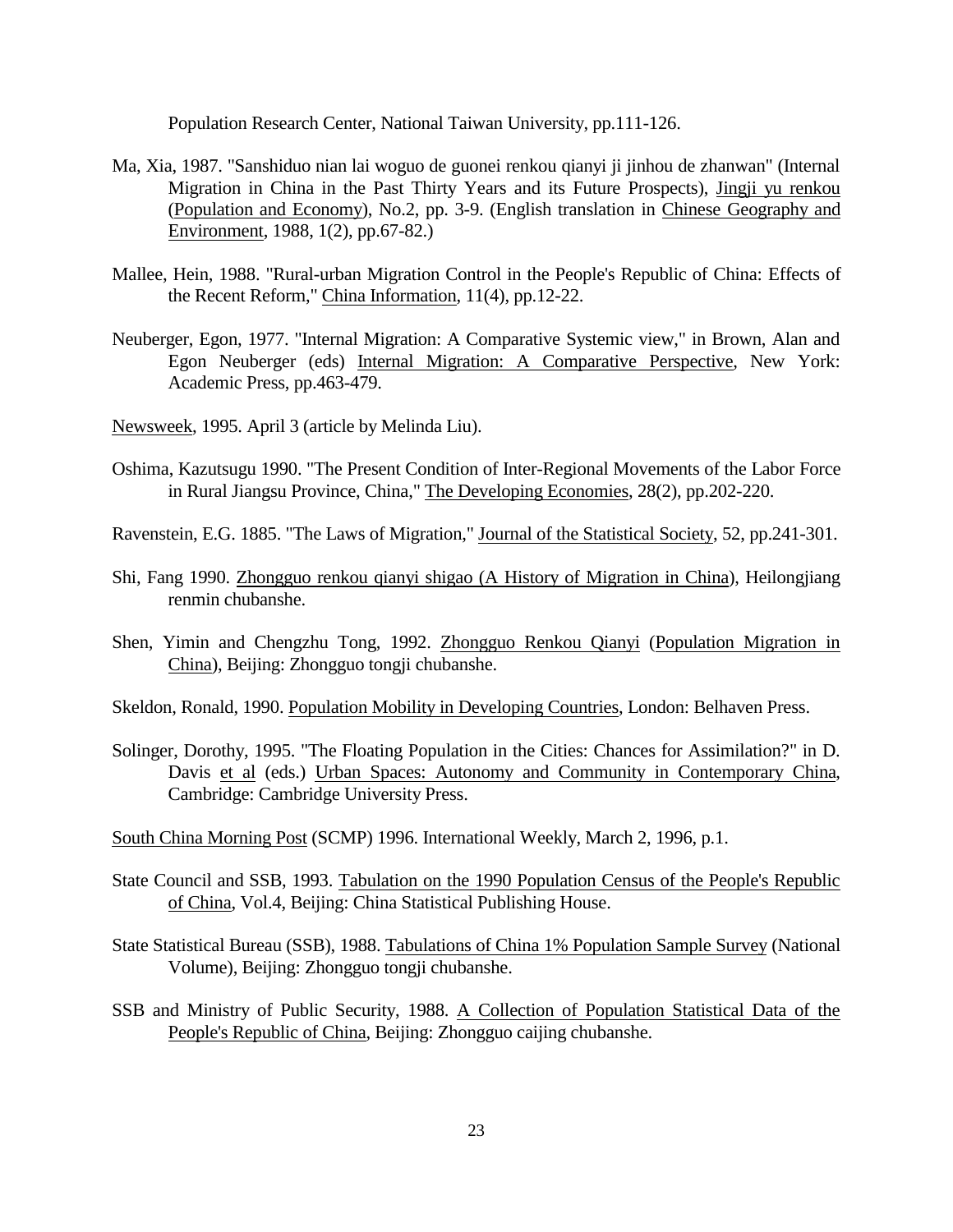Population Research Center, National Taiwan University, pp.111-126.

Ma, Xia, 1987. "Sanshiduo nian lai woguo de guonei renkou qianyi ji jinhou de zhanwan" (Internal Migration in China in the Past Thirty Years and its Future Prospects), Jingji yu renkou (Population and Economy), No.2, pp. 3-9. (English translation in Chinese Geography and Environment, 1988, 1(2), pp.67-82.)

Mallee, Hein, 1988. "Rural-urban Migration Control in the People's Republic of China: Effects of the Recent Reform," China Information, 11(4), pp.12-22.

Neuberger, Egon, 1977. "Internal Migration: A Comparative Systemic view," in Brown, Alan and Egon Neuberger (eds) Internal Migration: A Comparative Perspective, New York: Academic Press, pp.463-479.

Newsweek, 1995. April 3 (article by Melinda Liu).

Oshima, Kazutsugu 1990. "The Present Condition of Inter-Regional Movements of the Labor Force in Rural Jiangsu Province, China," The Developing Economies, 28(2), pp.202-220.

Ravenstein, E.G. 1885. "The Laws of Migration," Journal of the Statistical Society, 52, pp.241-301.

Shi, Fang 1990. Zhongguo renkou qianyi shigao (A History of Migration in China), Heilongjiang renmin chubanshe.

Shen, Yimin and Chengzhu Tong, 1992. Zhongguo Renkou Qianyi (Population Migration in China), Beijing: Zhongguo tongji chubanshe.

Skeldon, Ronald, 1990. Population Mobility in Developing Countries, London: Belhaven Press.

Solinger, Dorothy, 1995. "The Floating Population in the Cities: Chances for Assimilation?" in D. Davis et al (eds.) Urban Spaces: Autonomy and Community in Contemporary China, Cambridge: Cambridge University Press.

South China Morning Post (SCMP) 1996. International Weekly, March 2, 1996, p.1.

State Council and SSB, 1993. Tabulation on the 1990 Population Census of the People's Republic of China, Vol.4, Beijing: China Statistical Publishing House.

State Statistical Bureau (SSB), 1988. Tabulations of China 1% Population Sample Survey (National Volume), Beijing: Zhongguo tongji chubanshe.

SSB and Ministry of Public Security, 1988. A Collection of Population Statistical Data of the People's Republic of China, Beijing: Zhongguo caijing chubanshe.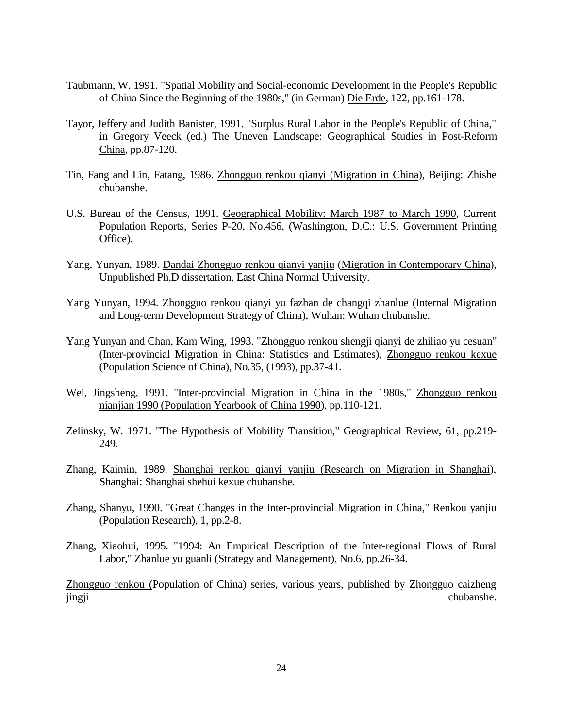Taubmann, W. 1991. "Spatial Mobility and Social-economic Development in the People's Republic of China Since the Beginning of the 1980s," (in German) Die Erde, 122, pp.161-178.

Tayor, Jeffery and Judith Banister, 1991. "Surplus Rural Labor in the People's Republic of China," in Gregory Veeck (ed.) The Uneven Landscape: Geographical Studies in Post-Reform China, pp.87-120.

Tin, Fang and Lin, Fatang, 1986. Zhongguo renkou qianyi (Migration in China), Beijing: Zhishe chubanshe.

U.S. Bureau of the Census, 1991. Geographical Mobility: March 1987 to March 1990, Current Population Reports, Series P-20, No.456, (Washington, D.C.: U.S. Government Printing Office).

Yang, Yunyan, 1989. Dandai Zhongguo renkou qianyi yanjiu (Migration in Contemporary China), Unpublished Ph.D dissertation, East China Normal University.

Yang Yunyan, 1994. Zhongguo renkou qianyi yu fazhan de changqi zhanlue (Internal Migration and Long-term Development Strategy of China), Wuhan: Wuhan chubanshe.

Yang Yunyan and Chan, Kam Wing, 1993. "Zhongguo renkou shengji qianyi de zhiliao yu cesuan" (Inter-provincial Migration in China: Statistics and Estimates), Zhongguo renkou kexue (Population Science of China), No.35, (1993), pp.37-41.

Wei, Jingsheng, 1991. "Inter-provincial Migration in China in the 1980s," Zhongguo renkou nianjian 1990 (Population Yearbook of China 1990), pp.110-121.

Zelinsky, W. 1971. "The Hypothesis of Mobility Transition," Geographical Review, 61, pp.219-249.

Zhang, Kaimin, 1989. Shanghai renkou qianyi yanjiu (Research on Migration in Shanghai), Shanghai: Shanghai shehui kexue chubanshe.

Zhang, Shanyu, 1990. "Great Changes in the Inter-provincial Migration in China," Renkou yanjiu (Population Research), 1, pp.2-8.

Zhang, Xiaohui, 1995. "1994: An Empirical Description of the Inter-regional Flows of Rural Labor," Zhanlue yu guanli (Strategy and Management), No.6, pp.26-34.

Zhongguo renkou (Population of China) series, various years, published by Zhongguo caizheng jingji chubanshe.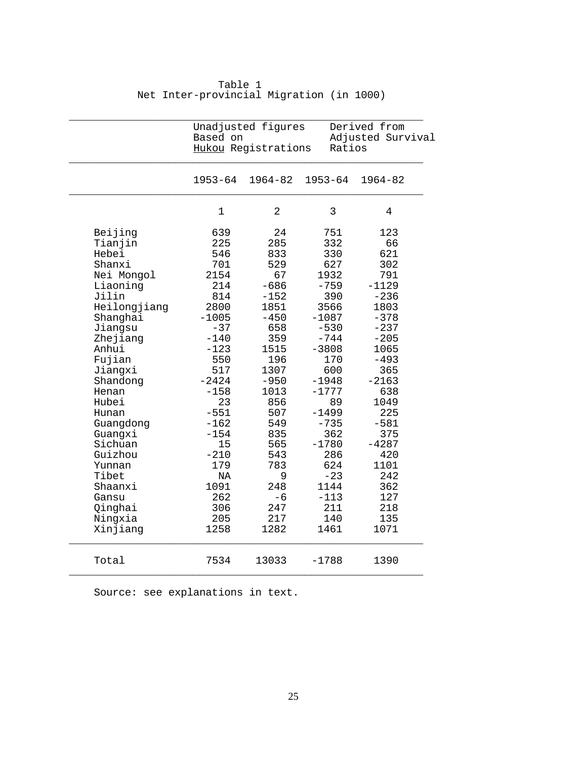Table 1
Net Inter-provincial Migration (in 1000)

| | Unadjusted figures Based on *Hukou* Registrations | | Derived from Adjusted Survival Ratios | |
|---|---|---|---|---|
| | 1953-64 | 1964-82 | 1953-64 | 1964-82 |
| | 1 | 2 | 3 | 4 |
| Beijing | 639 | 24 | 751 | 123 |
| Tianjin | 225 | 285 | 332 | 66 |
| Hebei | 546 | 833 | 330 | 621 |
| Shanxi | 701 | 529 | 627 | 302 |
| Nei Mongol | 2154 | 67 | 1932 | 791 |
| Liaoning | 214 | -686 | -759 | -1129 |
| Jilin | 814 | -152 | 390 | -236 |
| Heilongjiang | 2800 | 1851 | 3566 | 1803 |
| Shanghai | -1005 | -450 | -1087 | -378 |
| Jiangsu | -37 | 658 | -530 | -237 |
| Zhejiang | -140 | 359 | -744 | -205 |
| Anhui | -123 | 1515 | -3808 | 1065 |
| Fujian | 550 | 196 | 170 | -493 |
| Jiangxi | 517 | 1307 | 600 | 365 |
| Shandong | -2424 | -950 | -1948 | -2163 |
| Henan | -158 | 1013 | -1777 | 638 |
| Hubei | 23 | 856 | 89 | 1049 |
| Hunan | -551 | 507 | -1499 | 225 |
| Guangdong | -162 | 549 | -735 | -581 |
| Guangxi | -154 | 835 | 362 | 375 |
| Sichuan | 15 | 565 | -1780 | -4287 |
| Guizhou | -210 | 543 | 286 | 420 |
| Yunnan | 179 | 783 | 624 | 1101 |
| Tibet | NA | 9 | -23 | 242 |
| Shaanxi | 1091 | 248 | 1144 | 362 |
| Gansu | 262 | -6 | -113 | 127 |
| Qinghai | 306 | 247 | 211 | 218 |
| Ningxia | 205 | 217 | 140 | 135 |
| Xinjiang | 1258 | 1282 | 1461 | 1071 |
| Total | 7534 | 13033 | -1788 | 1390 |

Source: see explanations in text.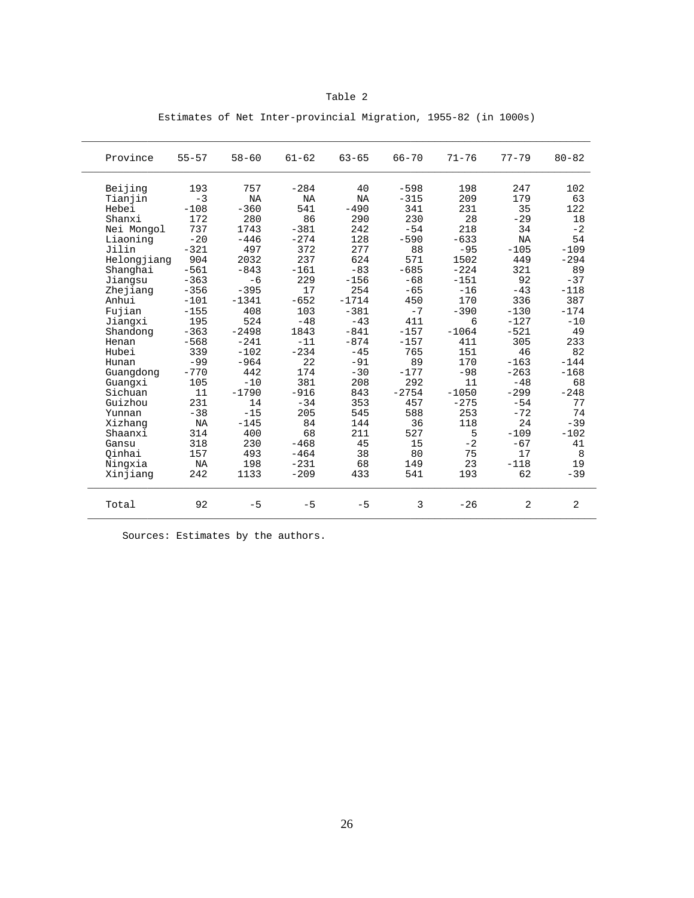Table 2

Estimates of Net Inter-provincial Migration, 1955-82 (in 1000s)

| Province | 55-57 | 58-60 | 61-62 | 63-65 | 66-70 | 71-76 | 77-79 | 80-82 |
|---|---|---|---|---|---|---|---|---|
| Beijing | 193 | 757 | -284 | 40 | -598 | 198 | 247 | 102 |
| Tianjin | -3 | NA | NA | NA | -315 | 209 | 179 | 63 |
| Hebei | -108 | -360 | 541 | -490 | 341 | 231 | 35 | 122 |
| Shanxi | 172 | 280 | 86 | 290 | 230 | 28 | -29 | 18 |
| Nei Mongol | 737 | 1743 | -381 | 242 | -54 | 218 | 34 | -2 |
| Liaoning | -20 | -446 | -274 | 128 | -590 | -633 | NA | 54 |
| Jilin | -321 | 497 | 372 | 277 | 88 | -95 | -105 | -109 |
| Helongjiang | 904 | 2032 | 237 | 624 | 571 | 1502 | 449 | -294 |
| Shanghai | -561 | -843 | -161 | -83 | -685 | -224 | 321 | 89 |
| Jiangsu | -363 | -6 | 229 | -156 | -68 | -151 | 92 | -37 |
| Zhejiang | -356 | -395 | 17 | 254 | -65 | -16 | -43 | -118 |
| Anhui | -101 | -1341 | -652 | -1714 | 450 | 170 | 336 | 387 |
| Fujian | -155 | 408 | 103 | -381 | -7 | -390 | -130 | -174 |
| Jiangxi | 195 | 524 | -48 | -43 | 411 | 6 | -127 | -10 |
| Shandong | -363 | -2498 | 1843 | -841 | -157 | -1064 | -521 | 49 |
| Henan | -568 | -241 | -11 | -874 | -157 | 411 | 305 | 233 |
| Hubei | 339 | -102 | -234 | -45 | 765 | 151 | 46 | 82 |
| Hunan | -99 | -964 | 22 | -91 | 89 | 170 | -163 | -144 |
| Guangdong | -770 | 442 | 174 | -30 | -177 | -98 | -263 | -168 |
| Guangxi | 105 | -10 | 381 | 208 | 292 | 11 | -48 | 68 |
| Sichuan | 11 | -1790 | -916 | 843 | -2754 | -1050 | -299 | -248 |
| Guizhou | 231 | 14 | -34 | 353 | 457 | -275 | -54 | 77 |
| Yunnan | -38 | -15 | 205 | 545 | 588 | 253 | -72 | 74 |
| Xizhang | NA | -145 | 84 | 144 | 36 | 118 | 24 | -39 |
| Shaanxi | 314 | 400 | 68 | 211 | 527 | 5 | -109 | -102 |
| Gansu | 318 | 230 | -468 | 45 | 15 | -2 | -67 | 41 |
| Qinhai | 157 | 493 | -464 | 38 | 80 | 75 | 17 | 8 |
| Ningxia | NA | 198 | -231 | 68 | 149 | 23 | -118 | 19 |
| Xinjiang | 242 | 1133 | -209 | 433 | 541 | 193 | 62 | -39 |
| Total | 92 | -5 | -5 | -5 | 3 | -26 | 2 | 2 |

Sources: Estimates by the authors.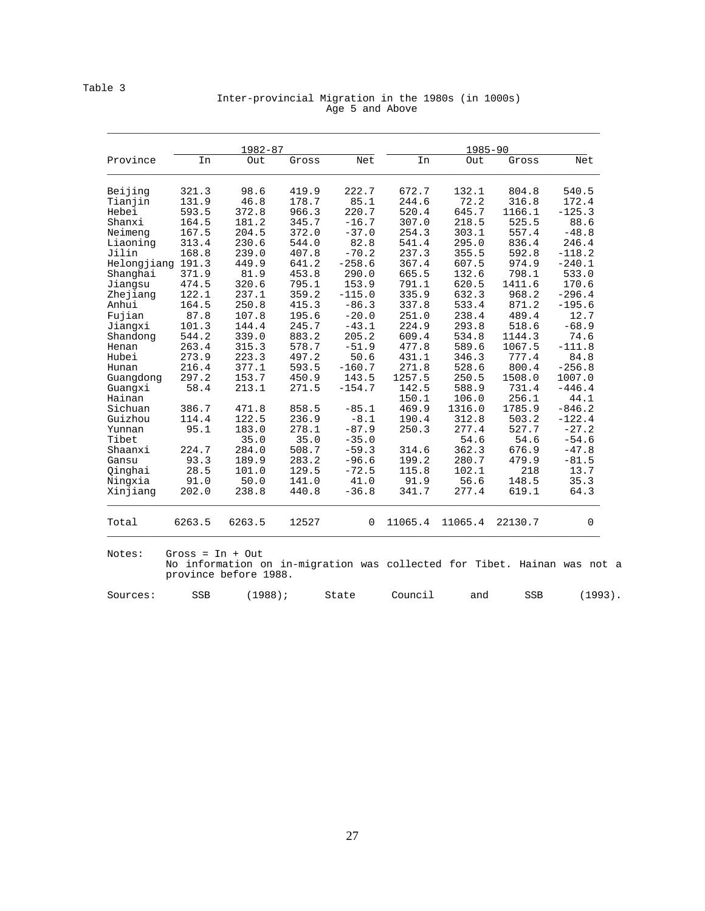Table 3

Inter-provincial Migration in the 1980s (in 1000s)
Age 5 and Above

| Province | 1982-87 | | | | 1985-90 | | | |
|---|---|---|---|---|---|---|---|---|
| | In | Out | Gross | Net | In | Out | Gross | Net |
| Beijing | 321.3 | 98.6 | 419.9 | 222.7 | 672.7 | 132.1 | 804.8 | 540.5 |
| Tianjin | 131.9 | 46.8 | 178.7 | 85.1 | 244.6 | 72.2 | 316.8 | 172.4 |
| Hebei | 593.5 | 372.8 | 966.3 | 220.7 | 520.4 | 645.7 | 1166.1 | -125.3 |
| Shanxi | 164.5 | 181.2 | 345.7 | -16.7 | 307.0 | 218.5 | 525.5 | 88.6 |
| Neimeng | 167.5 | 204.5 | 372.0 | -37.0 | 254.3 | 303.1 | 557.4 | -48.8 |
| Liaoning | 313.4 | 230.6 | 544.0 | 82.8 | 541.4 | 295.0 | 836.4 | 246.4 |
| Jilin | 168.8 | 239.0 | 407.8 | -70.2 | 237.3 | 355.5 | 592.8 | -118.2 |
| Helongjiang | 191.3 | 449.9 | 641.2 | -258.6 | 367.4 | 607.5 | 974.9 | -240.1 |
| Shanghai | 371.9 | 81.9 | 453.8 | 290.0 | 665.5 | 132.6 | 798.1 | 533.0 |
| Jiangsu | 474.5 | 320.6 | 795.1 | 153.9 | 791.1 | 620.5 | 1411.6 | 170.6 |
| Zhejiang | 122.1 | 237.1 | 359.2 | -115.0 | 335.9 | 632.3 | 968.2 | -296.4 |
| Anhui | 164.5 | 250.8 | 415.3 | -86.3 | 337.8 | 533.4 | 871.2 | -195.6 |
| Fujian | 87.8 | 107.8 | 195.6 | -20.0 | 251.0 | 238.4 | 489.4 | 12.7 |
| Jiangxi | 101.3 | 144.4 | 245.7 | -43.1 | 224.9 | 293.8 | 518.6 | -68.9 |
| Shandong | 544.2 | 339.0 | 883.2 | 205.2 | 609.4 | 534.8 | 1144.3 | 74.6 |
| Henan | 263.4 | 315.3 | 578.7 | -51.9 | 477.8 | 589.6 | 1067.5 | -111.8 |
| Hubei | 273.9 | 223.3 | 497.2 | 50.6 | 431.1 | 346.3 | 777.4 | 84.8 |
| Hunan | 216.4 | 377.1 | 593.5 | -160.7 | 271.8 | 528.6 | 800.4 | -256.8 |
| Guangdong | 297.2 | 153.7 | 450.9 | 143.5 | 1257.5 | 250.5 | 1508.0 | 1007.0 |
| Guangxi | 58.4 | 213.1 | 271.5 | -154.7 | 142.5 | 588.9 | 731.4 | -446.4 |
| Hainan | | | | | 150.1 | 106.0 | 256.1 | 44.1 |
| Sichuan | 386.7 | 471.8 | 858.5 | -85.1 | 469.9 | 1316.0 | 1785.9 | -846.2 |
| Guizhou | 114.4 | 122.5 | 236.9 | -8.1 | 190.4 | 312.8 | 503.2 | -122.4 |
| Yunnan | 95.1 | 183.0 | 278.1 | -87.9 | 250.3 | 277.4 | 527.7 | -27.2 |
| Tibet | | 35.0 | 35.0 | -35.0 | | 54.6 | 54.6 | -54.6 |
| Shaanxi | 224.7 | 284.0 | 508.7 | -59.3 | 314.6 | 362.3 | 676.9 | -47.8 |
| Gansu | 93.3 | 189.9 | 283.2 | -96.6 | 199.2 | 280.7 | 479.9 | -81.5 |
| Qinghai | 28.5 | 101.0 | 129.5 | -72.5 | 115.8 | 102.1 | 218 | 13.7 |
| Ningxia | 91.0 | 50.0 | 141.0 | 41.0 | 91.9 | 56.6 | 148.5 | 35.3 |
| Xinjiang | 202.0 | 238.8 | 440.8 | -36.8 | 341.7 | 277.4 | 619.1 | 64.3 |
| Total | 6263.5 | 6263.5 | 12527 | 0 | 11065.4 | 11065.4 | 22130.7 | 0 |

Notes: Gross = In + Out
No information on in-migration was collected for Tibet. Hainan was not a province before 1988.

Sources: SSB (1988); State Council and SSB (1993).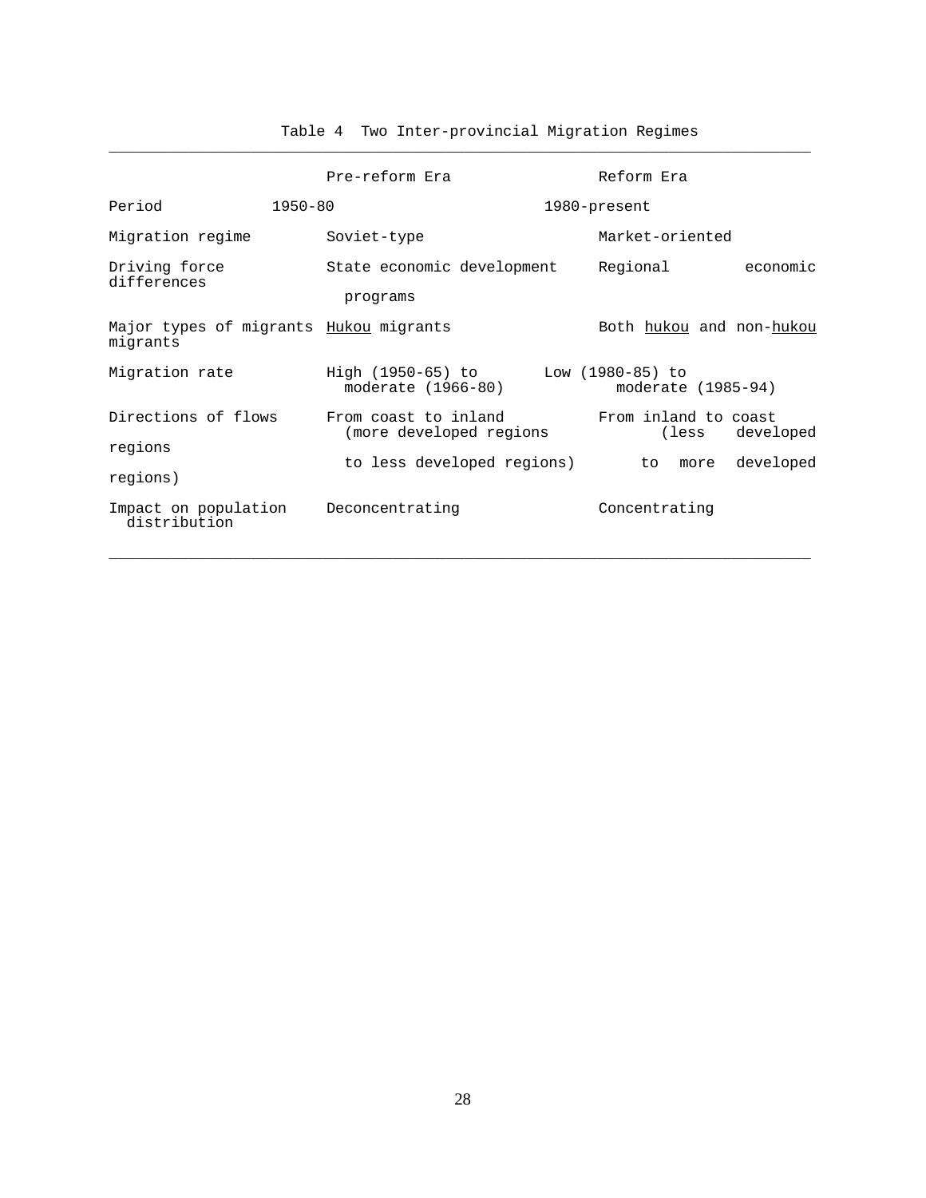Table 4 Two Inter-provincial Migration Regimes

| | Pre-reform Era | Reform Era |
|---|---|---|
| Period | 1950-80 | 1980-present |
| Migration regime | Soviet-type | Market-oriented |
| Driving force | State economic development programs | Regional economic differences |
| Major types of migrants | *Hukou* migrants | Both *hukou* and non-*hukou* migrants |
| Migration rate | High (1950-65) to moderate (1966-80) | Low (1980-85) to moderate (1985-94) |
| Directions of flows | From coast to inland (more developed regions to less developed regions) | From inland to coast (less developed regions to more developed regions) |
| Impact on population distribution | Deconcentrating | Concentrating |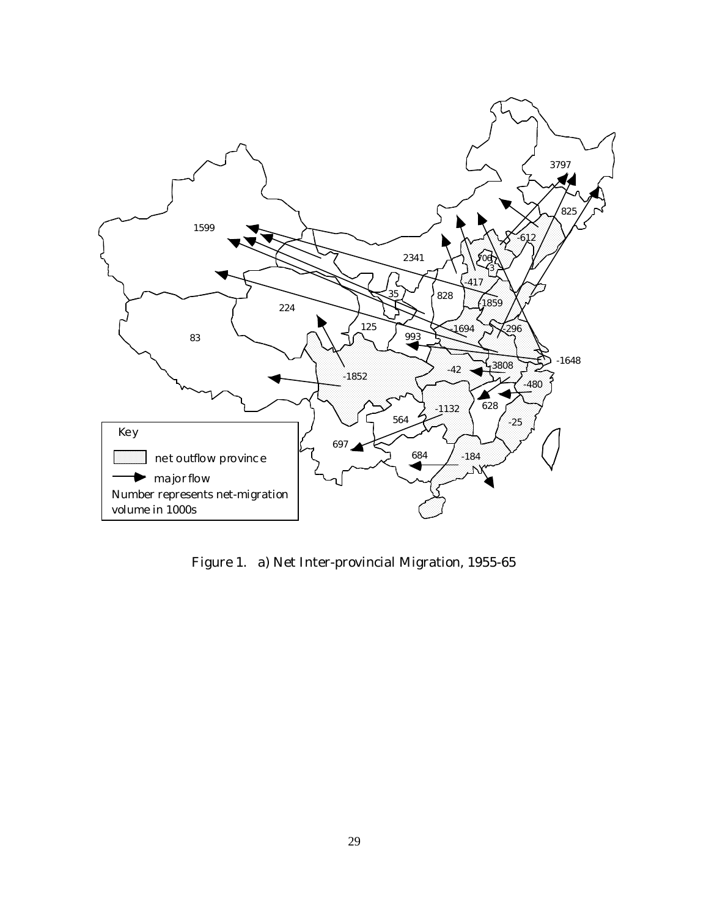Figure 1. a) Net Inter-provincial Migration, 1955-65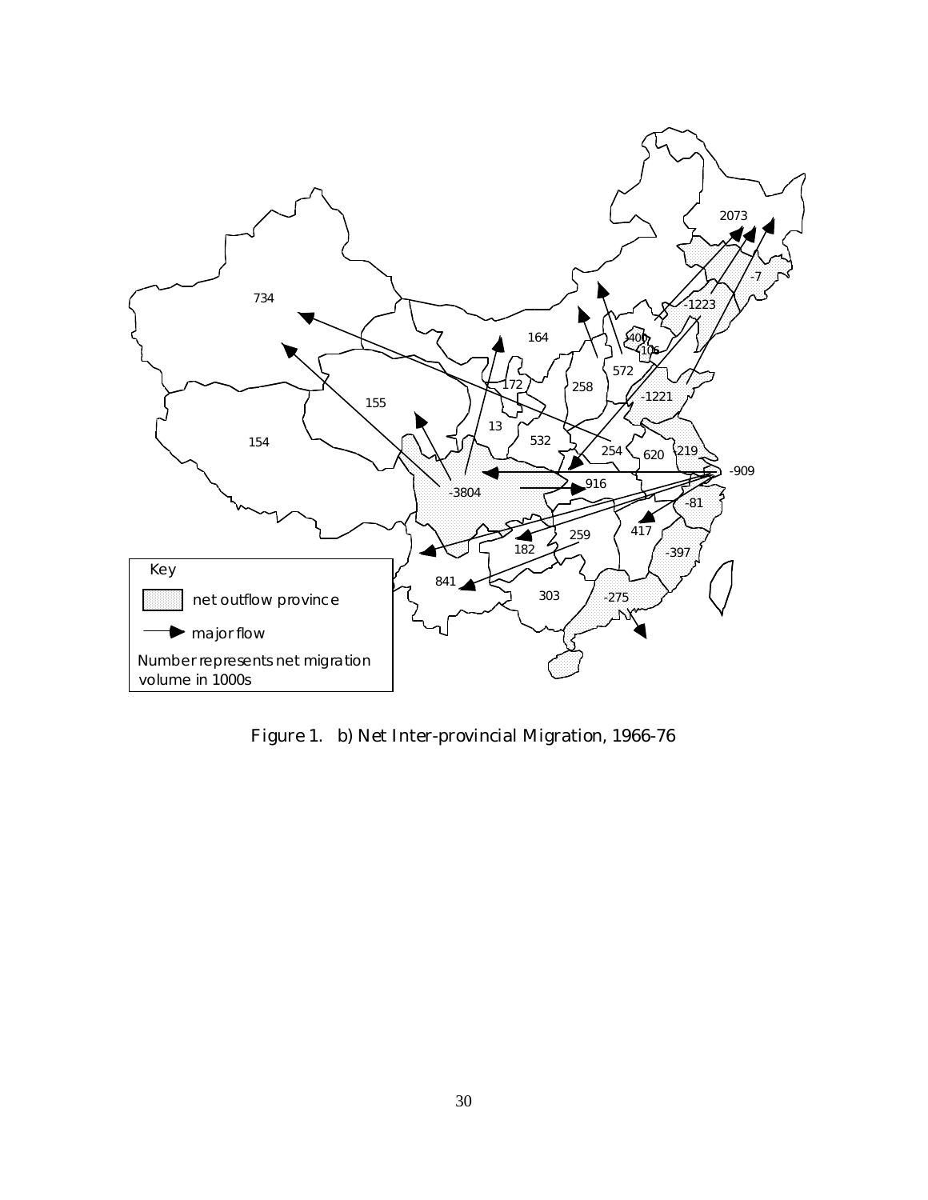Figure 1. b) Net Inter-provincial Migration, 1966-76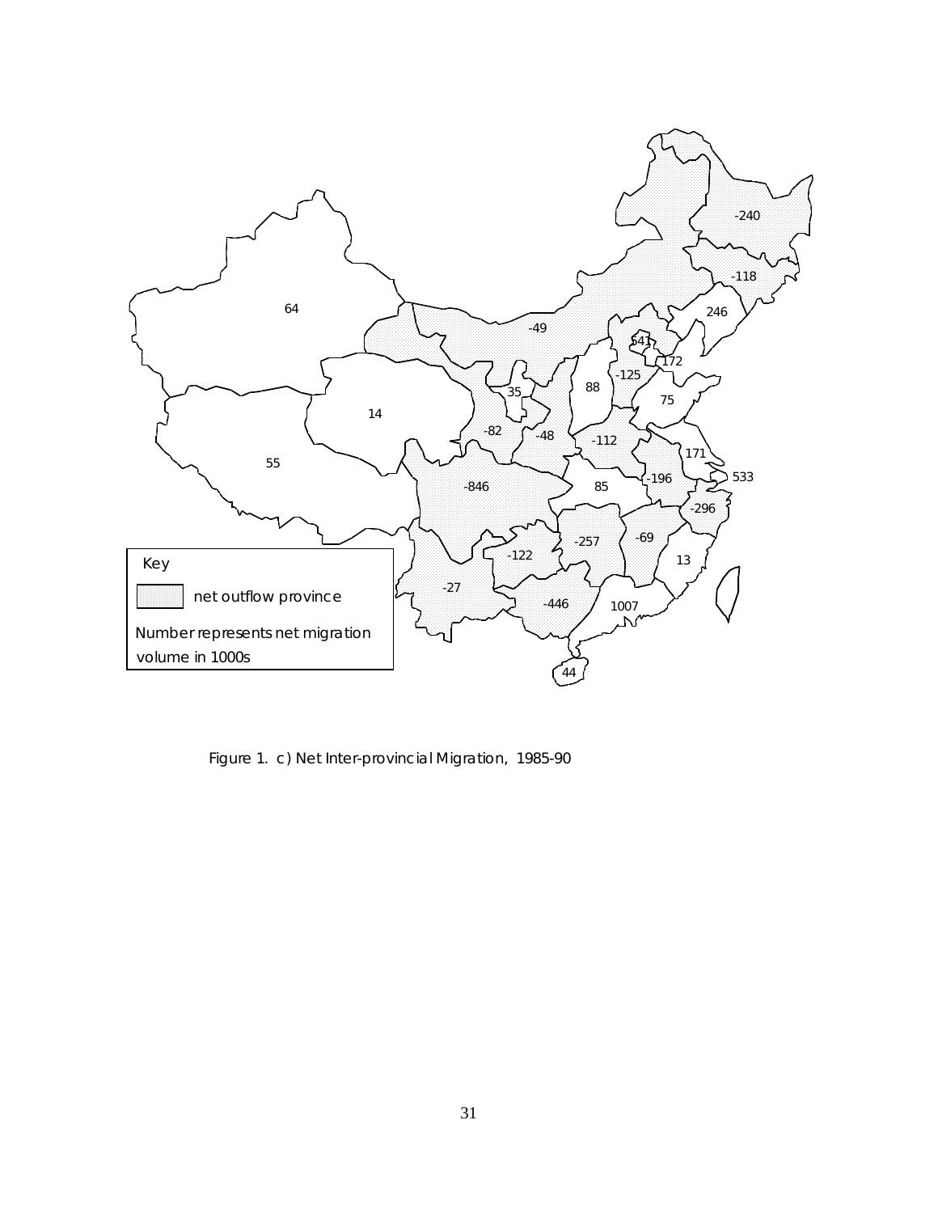-240

-118

64

246

-49

541

172

-125

88

35

75

14

-82

-48

-112

171

55

533

-846

85

-196

-296

-257

-69

-122

13

Key

net outflow province

-27

Number represents net migration volume in 1000s

-446

1007

44

Figure 1. c) Net Inter-provincial Migration, 1985-90